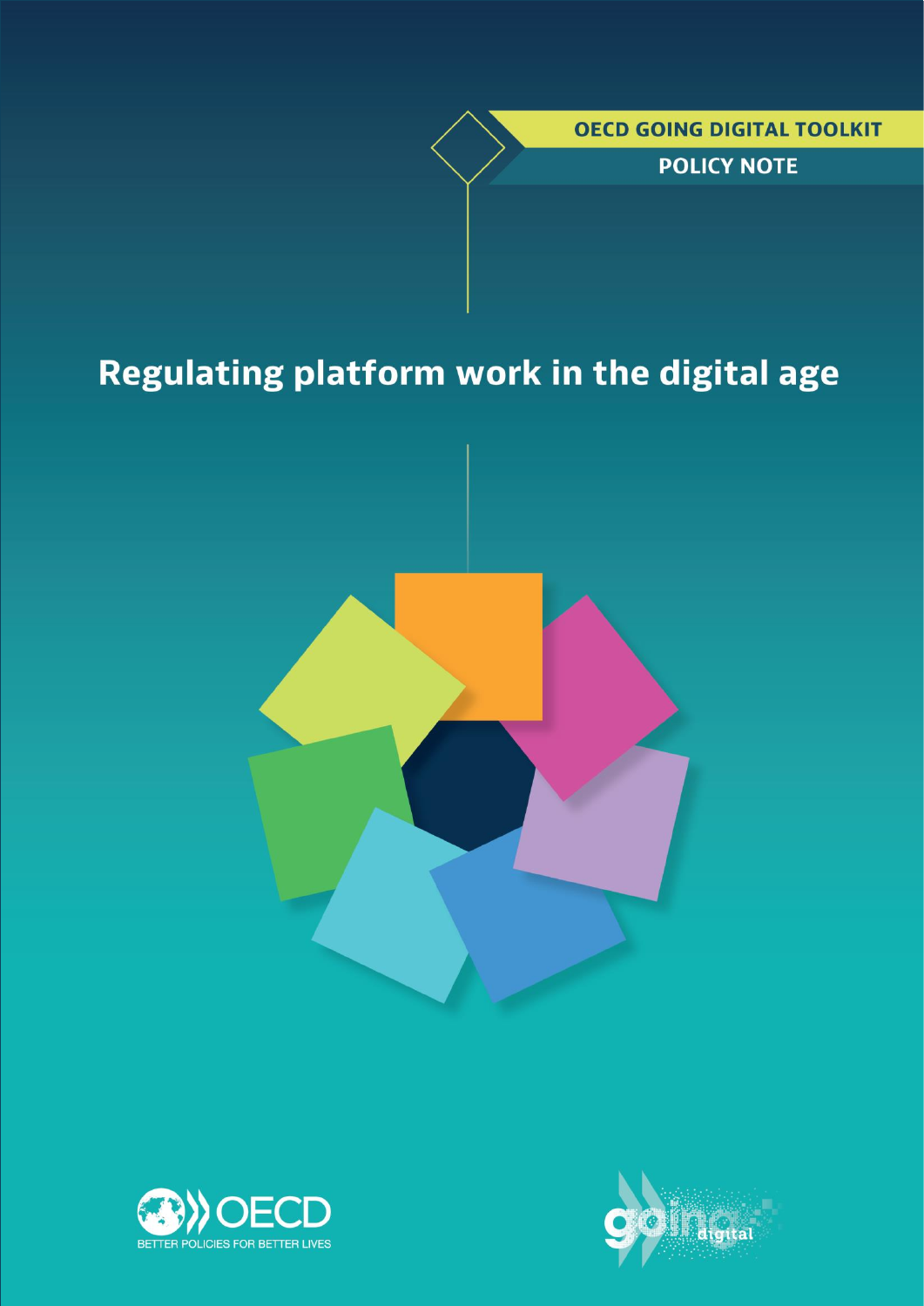OECD GOING DIGITAL TOOLKIT

POLICY NOTE

# Regulating platform work in the digital age

OECD BETTER POLICIES FOR BETTER LIVES

going digital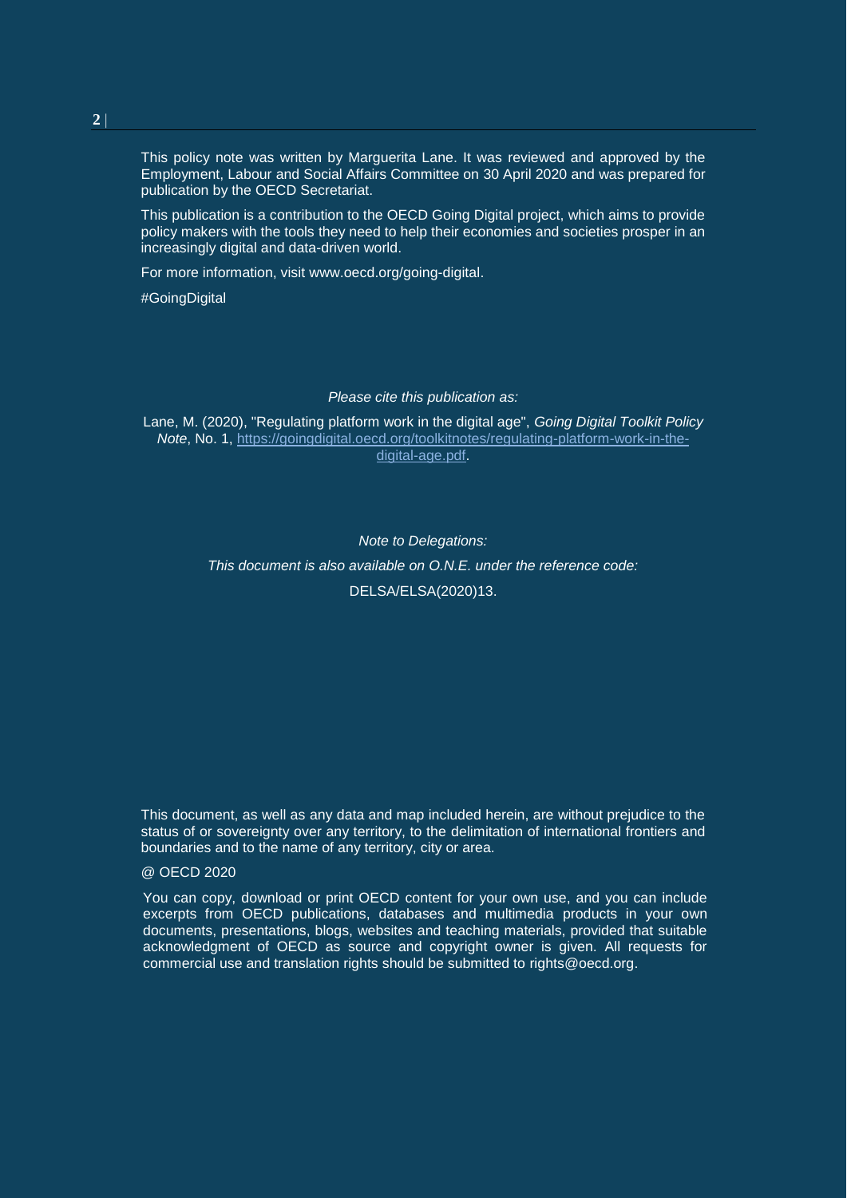This policy note was written by Marguerita Lane. It was reviewed and approved by the Employment, Labour and Social Affairs Committee on 30 April 2020 and was prepared for publication by the OECD Secretariat.

This publication is a contribution to the OECD Going Digital project, which aims to provide policy makers with the tools they need to help their economies and societies prosper in an increasingly digital and data-driven world.

For more information, visit www.oecd.org/going-digital.

#GoingDigital

*Please cite this publication as:*

Lane, M. (2020), "Regulating platform work in the digital age", *Going Digital Toolkit Policy Note*, No. 1, https://goingdigital.oecd.org/toolkitnotes/regulating-platform-work-in-the-digital-age.pdf.

*Note to Delegations:*

*This document is also available on O.N.E. under the reference code:*

DELSA/ELSA(2020)13.

This document, as well as any data and map included herein, are without prejudice to the status of or sovereignty over any territory, to the delimitation of international frontiers and boundaries and to the name of any territory, city or area.

@ OECD 2020

You can copy, download or print OECD content for your own use, and you can include excerpts from OECD publications, databases and multimedia products in your own documents, presentations, blogs, websites and teaching materials, provided that suitable acknowledgment of OECD as source and copyright owner is given. All requests for commercial use and translation rights should be submitted to rights@oecd.org.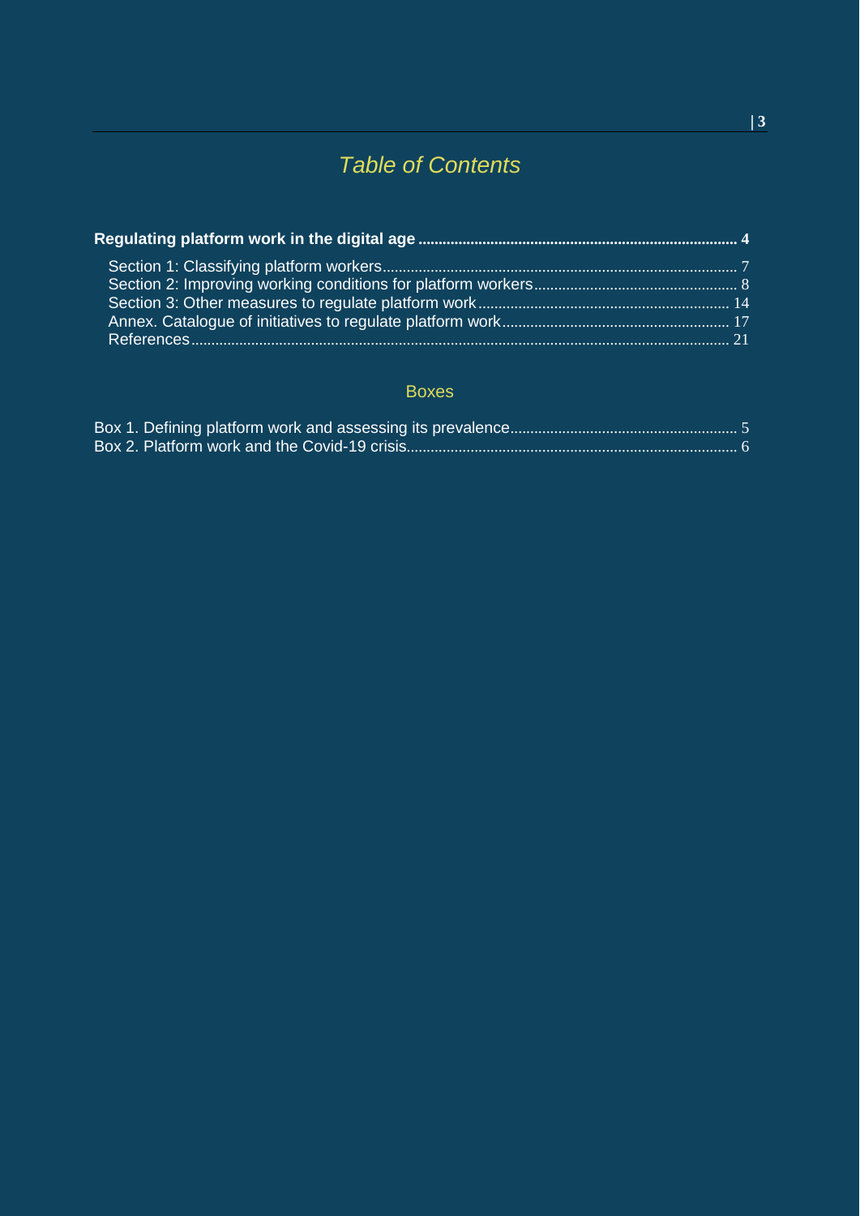# *Table of Contents*

**Regulating platform work in the digital age ............................................................................. 4**

Section 1: Classifying platform workers ........................................................................................ 7
Section 2: Improving working conditions for platform workers .................................................. 8
Section 3: Other measures to regulate platform work .............................................................. 14
Annex. Catalogue of initiatives to regulate platform work ........................................................ 17
References .................................................................................................................................... 21

## Boxes

Box 1. Defining platform work and assessing its prevalence ........................................................ 5
Box 2. Platform work and the Covid-19 crisis ................................................................................. 6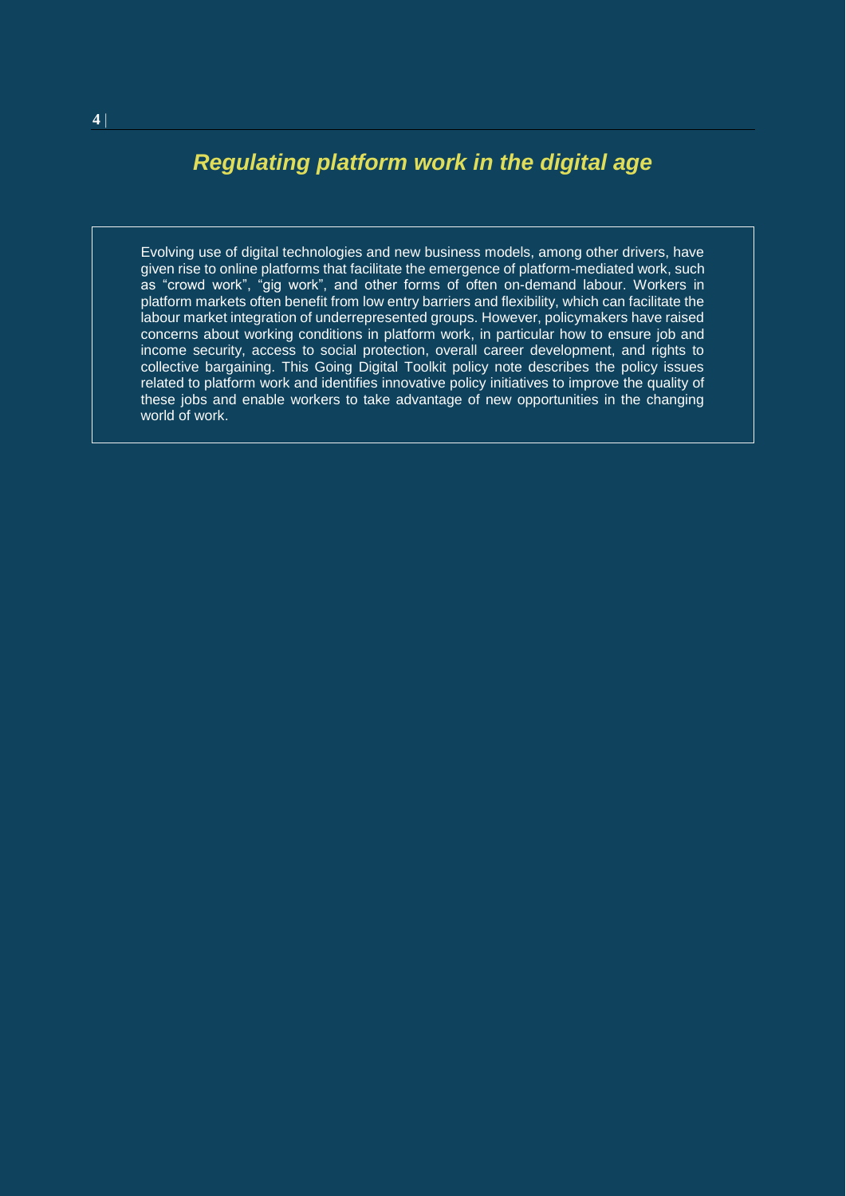# *Regulating platform work in the digital age*

Evolving use of digital technologies and new business models, among other drivers, have given rise to online platforms that facilitate the emergence of platform-mediated work, such as “crowd work”, “gig work”, and other forms of often on-demand labour. Workers in platform markets often benefit from low entry barriers and flexibility, which can facilitate the labour market integration of underrepresented groups. However, policymakers have raised concerns about working conditions in platform work, in particular how to ensure job and income security, access to social protection, overall career development, and rights to collective bargaining. This Going Digital Toolkit policy note describes the policy issues related to platform work and identifies innovative policy initiatives to improve the quality of these jobs and enable workers to take advantage of new opportunities in the changing world of work.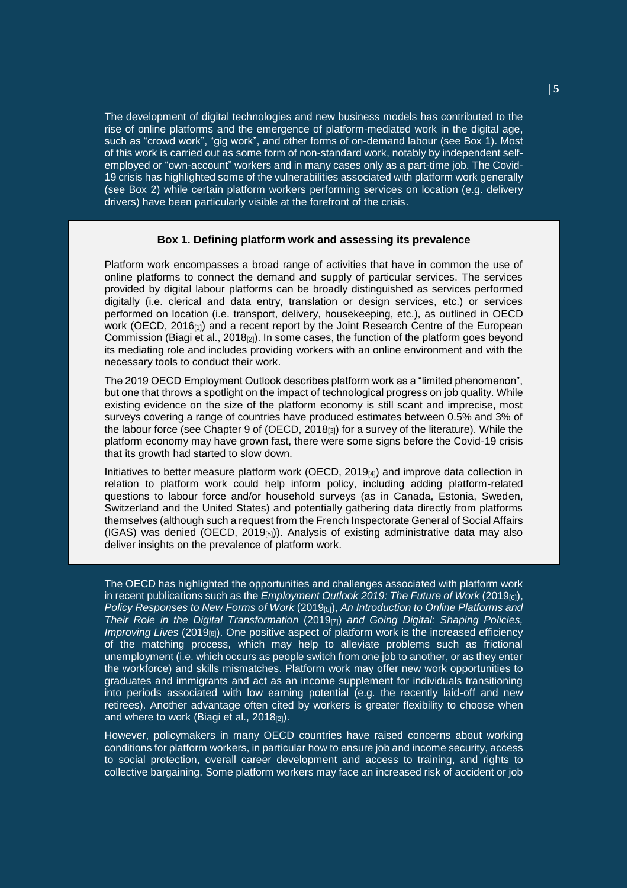The development of digital technologies and new business models has contributed to the rise of online platforms and the emergence of platform-mediated work in the digital age, such as "crowd work", "gig work", and other forms of on-demand labour (see Box 1). Most of this work is carried out as some form of non-standard work, notably by independent self-employed or "own-account" workers and in many cases only as a part-time job. The Covid-19 crisis has highlighted some of the vulnerabilities associated with platform work generally (see Box 2) while certain platform workers performing services on location (e.g. delivery drivers) have been particularly visible at the forefront of the crisis.

### Box 1. Defining platform work and assessing its prevalence

Platform work encompasses a broad range of activities that have in common the use of online platforms to connect the demand and supply of particular services. The services provided by digital labour platforms can be broadly distinguished as services performed digitally (i.e. clerical and data entry, translation or design services, etc.) or services performed on location (i.e. transport, delivery, housekeeping, etc.), as outlined in OECD work (OECD, 2016[1]) and a recent report by the Joint Research Centre of the European Commission (Biagi et al., 2018[2]). In some cases, the function of the platform goes beyond its mediating role and includes providing workers with an online environment and with the necessary tools to conduct their work.

The 2019 OECD Employment Outlook describes platform work as a "limited phenomenon", but one that throws a spotlight on the impact of technological progress on job quality. While existing evidence on the size of the platform economy is still scant and imprecise, most surveys covering a range of countries have produced estimates between 0.5% and 3% of the labour force (see Chapter 9 of (OECD, 2018[3]) for a survey of the literature). While the platform economy may have grown fast, there were some signs before the Covid-19 crisis that its growth had started to slow down.

Initiatives to better measure platform work (OECD, 2019[4]) and improve data collection in relation to platform work could help inform policy, including adding platform-related questions to labour force and/or household surveys (as in Canada, Estonia, Sweden, Switzerland and the United States) and potentially gathering data directly from platforms themselves (although such a request from the French Inspectorate General of Social Affairs (IGAS) was denied (OECD, 2019[5])). Analysis of existing administrative data may also deliver insights on the prevalence of platform work.

The OECD has highlighted the opportunities and challenges associated with platform work in recent publications such as the *Employment Outlook 2019: The Future of Work* (2019[6]), *Policy Responses to New Forms of Work* (2019[5]), *An Introduction to Online Platforms and Their Role in the Digital Transformation* (2019[7]) *and Going Digital: Shaping Policies, Improving Lives* (2019[8]). One positive aspect of platform work is the increased efficiency of the matching process, which may help to alleviate problems such as frictional unemployment (i.e. which occurs as people switch from one job to another, or as they enter the workforce) and skills mismatches. Platform work may offer new work opportunities to graduates and immigrants and act as an income supplement for individuals transitioning into periods associated with low earning potential (e.g. the recently laid-off and new retirees). Another advantage often cited by workers is greater flexibility to choose when and where to work (Biagi et al., 2018[2]).

However, policymakers in many OECD countries have raised concerns about working conditions for platform workers, in particular how to ensure job and income security, access to social protection, overall career development and access to training, and rights to collective bargaining. Some platform workers may face an increased risk of accident or job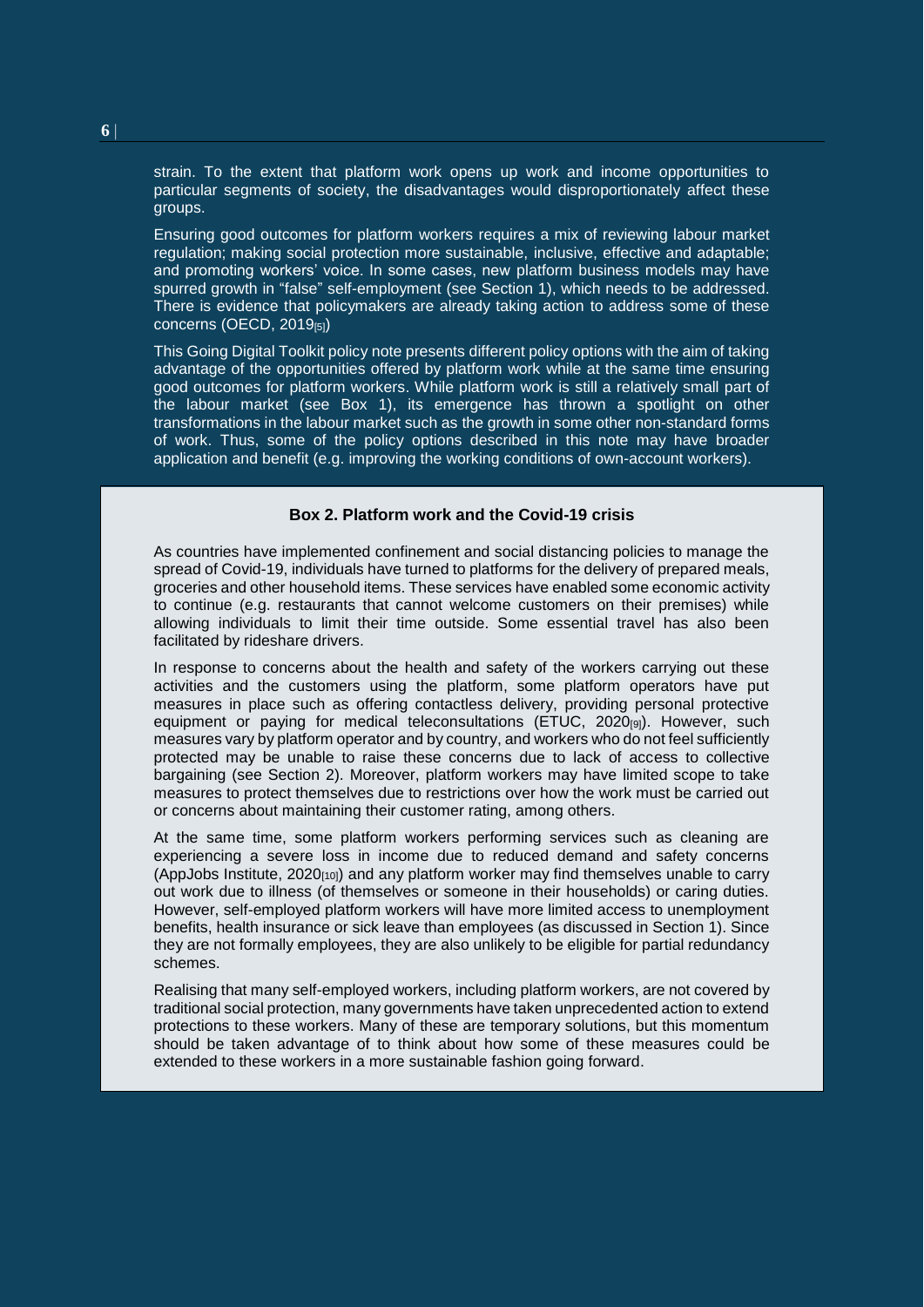strain. To the extent that platform work opens up work and income opportunities to particular segments of society, the disadvantages would disproportionately affect these groups.

Ensuring good outcomes for platform workers requires a mix of reviewing labour market regulation; making social protection more sustainable, inclusive, effective and adaptable; and promoting workers' voice. In some cases, new platform business models may have spurred growth in "false" self-employment (see Section 1), which needs to be addressed. There is evidence that policymakers are already taking action to address some of these concerns (OECD, 2019[5])

This Going Digital Toolkit policy note presents different policy options with the aim of taking advantage of the opportunities offered by platform work while at the same time ensuring good outcomes for platform workers. While platform work is still a relatively small part of the labour market (see Box 1), its emergence has thrown a spotlight on other transformations in the labour market such as the growth in some other non-standard forms of work. Thus, some of the policy options described in this note may have broader application and benefit (e.g. improving the working conditions of own-account workers).

### Box 2. Platform work and the Covid-19 crisis

As countries have implemented confinement and social distancing policies to manage the spread of Covid-19, individuals have turned to platforms for the delivery of prepared meals, groceries and other household items. These services have enabled some economic activity to continue (e.g. restaurants that cannot welcome customers on their premises) while allowing individuals to limit their time outside. Some essential travel has also been facilitated by rideshare drivers.

In response to concerns about the health and safety of the workers carrying out these activities and the customers using the platform, some platform operators have put measures in place such as offering contactless delivery, providing personal protective equipment or paying for medical teleconsultations (ETUC, 2020[9]). However, such measures vary by platform operator and by country, and workers who do not feel sufficiently protected may be unable to raise these concerns due to lack of access to collective bargaining (see Section 2). Moreover, platform workers may have limited scope to take measures to protect themselves due to restrictions over how the work must be carried out or concerns about maintaining their customer rating, among others.

At the same time, some platform workers performing services such as cleaning are experiencing a severe loss in income due to reduced demand and safety concerns (AppJobs Institute, 2020[10]) and any platform worker may find themselves unable to carry out work due to illness (of themselves or someone in their households) or caring duties. However, self-employed platform workers will have more limited access to unemployment benefits, health insurance or sick leave than employees (as discussed in Section 1). Since they are not formally employees, they are also unlikely to be eligible for partial redundancy schemes.

Realising that many self-employed workers, including platform workers, are not covered by traditional social protection, many governments have taken unprecedented action to extend protections to these workers. Many of these are temporary solutions, but this momentum should be taken advantage of to think about how some of these measures could be extended to these workers in a more sustainable fashion going forward.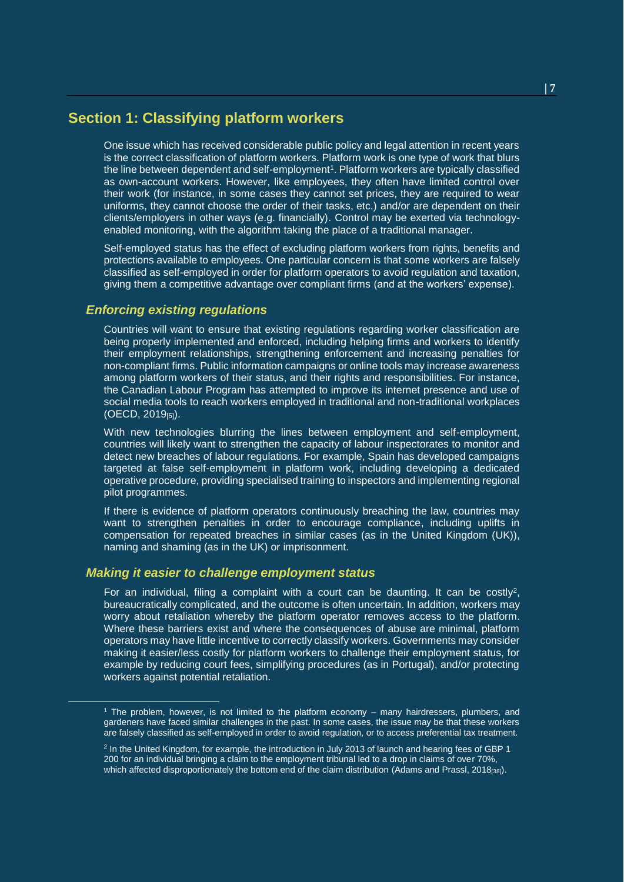## Section 1: Classifying platform workers

One issue which has received considerable public policy and legal attention in recent years is the correct classification of platform workers. Platform work is one type of work that blurs the line between dependent and self-employment[1]. Platform workers are typically classified as own-account workers. However, like employees, they often have limited control over their work (for instance, in some cases they cannot set prices, they are required to wear uniforms, they cannot choose the order of their tasks, etc.) and/or are dependent on their clients/employers in other ways (e.g. financially). Control may be exerted via technology-enabled monitoring, with the algorithm taking the place of a traditional manager.

Self-employed status has the effect of excluding platform workers from rights, benefits and protections available to employees. One particular concern is that some workers are falsely classified as self-employed in order for platform operators to avoid regulation and taxation, giving them a competitive advantage over compliant firms (and at the workers' expense).

### *Enforcing existing regulations*

Countries will want to ensure that existing regulations regarding worker classification are being properly implemented and enforced, including helping firms and workers to identify their employment relationships, strengthening enforcement and increasing penalties for non-compliant firms. Public information campaigns or online tools may increase awareness among platform workers of their status, and their rights and responsibilities. For instance, the Canadian Labour Program has attempted to improve its internet presence and use of social media tools to reach workers employed in traditional and non-traditional workplaces (OECD, 2019[5]).

With new technologies blurring the lines between employment and self-employment, countries will likely want to strengthen the capacity of labour inspectorates to monitor and detect new breaches of labour regulations. For example, Spain has developed campaigns targeted at false self-employment in platform work, including developing a dedicated operative procedure, providing specialised training to inspectors and implementing regional pilot programmes.

If there is evidence of platform operators continuously breaching the law, countries may want to strengthen penalties in order to encourage compliance, including uplifts in compensation for repeated breaches in similar cases (as in the United Kingdom (UK)), naming and shaming (as in the UK) or imprisonment.

### *Making it easier to challenge employment status*

For an individual, filing a complaint with a court can be daunting. It can be costly[2], bureaucratically complicated, and the outcome is often uncertain. In addition, workers may worry about retaliation whereby the platform operator removes access to the platform. Where these barriers exist and where the consequences of abuse are minimal, platform operators may have little incentive to correctly classify workers. Governments may consider making it easier/less costly for platform workers to challenge their employment status, for example by reducing court fees, simplifying procedures (as in Portugal), and/or protecting workers against potential retaliation.

---

[1] The problem, however, is not limited to the platform economy – many hairdressers, plumbers, and gardeners have faced similar challenges in the past. In some cases, the issue may be that these workers are falsely classified as self-employed in order to avoid regulation, or to access preferential tax treatment.

[2] In the United Kingdom, for example, the introduction in July 2013 of launch and hearing fees of GBP 1 200 for an individual bringing a claim to the employment tribunal led to a drop in claims of over 70%, which affected disproportionately the bottom end of the claim distribution (Adams and Prassl, 2018[38]).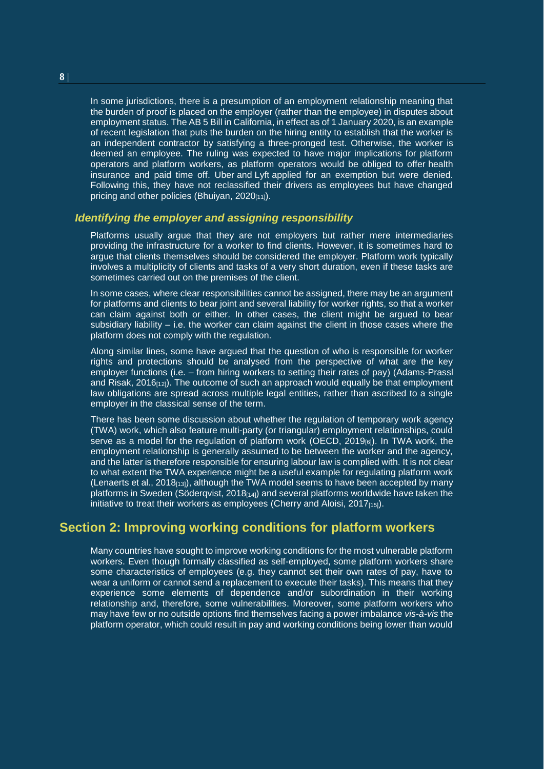In some jurisdictions, there is a presumption of an employment relationship meaning that the burden of proof is placed on the employer (rather than the employee) in disputes about employment status. The AB 5 Bill in California, in effect as of 1 January 2020, is an example of recent legislation that puts the burden on the hiring entity to establish that the worker is an independent contractor by satisfying a three-pronged test. Otherwise, the worker is deemed an employee. The ruling was expected to have major implications for platform operators and platform workers, as platform operators would be obliged to offer health insurance and paid time off. Uber and Lyft applied for an exemption but were denied. Following this, they have not reclassified their drivers as employees but have changed pricing and other policies (Bhuiyan, 2020[11]).

### *Identifying the employer and assigning responsibility*

Platforms usually argue that they are not employers but rather mere intermediaries providing the infrastructure for a worker to find clients. However, it is sometimes hard to argue that clients themselves should be considered the employer. Platform work typically involves a multiplicity of clients and tasks of a very short duration, even if these tasks are sometimes carried out on the premises of the client.

In some cases, where clear responsibilities cannot be assigned, there may be an argument for platforms and clients to bear joint and several liability for worker rights, so that a worker can claim against both or either. In other cases, the client might be argued to bear subsidiary liability – i.e. the worker can claim against the client in those cases where the platform does not comply with the regulation.

Along similar lines, some have argued that the question of who is responsible for worker rights and protections should be analysed from the perspective of what are the key employer functions (i.e. – from hiring workers to setting their rates of pay) (Adams-Prassl and Risak, 2016[12]). The outcome of such an approach would equally be that employment law obligations are spread across multiple legal entities, rather than ascribed to a single employer in the classical sense of the term.

There has been some discussion about whether the regulation of temporary work agency (TWA) work, which also feature multi-party (or triangular) employment relationships, could serve as a model for the regulation of platform work (OECD, 2019[6]). In TWA work, the employment relationship is generally assumed to be between the worker and the agency, and the latter is therefore responsible for ensuring labour law is complied with. It is not clear to what extent the TWA experience might be a useful example for regulating platform work (Lenaerts et al., 2018[13]), although the TWA model seems to have been accepted by many platforms in Sweden (Söderqvist, 2018[14]) and several platforms worldwide have taken the initiative to treat their workers as employees (Cherry and Aloisi, 2017[15]).

## Section 2: Improving working conditions for platform workers

Many countries have sought to improve working conditions for the most vulnerable platform workers. Even though formally classified as self-employed, some platform workers share some characteristics of employees (e.g. they cannot set their own rates of pay, have to wear a uniform or cannot send a replacement to execute their tasks). This means that they experience some elements of dependence and/or subordination in their working relationship and, therefore, some vulnerabilities. Moreover, some platform workers who may have few or no outside options find themselves facing a power imbalance *vis-à-vis* the platform operator, which could result in pay and working conditions being lower than would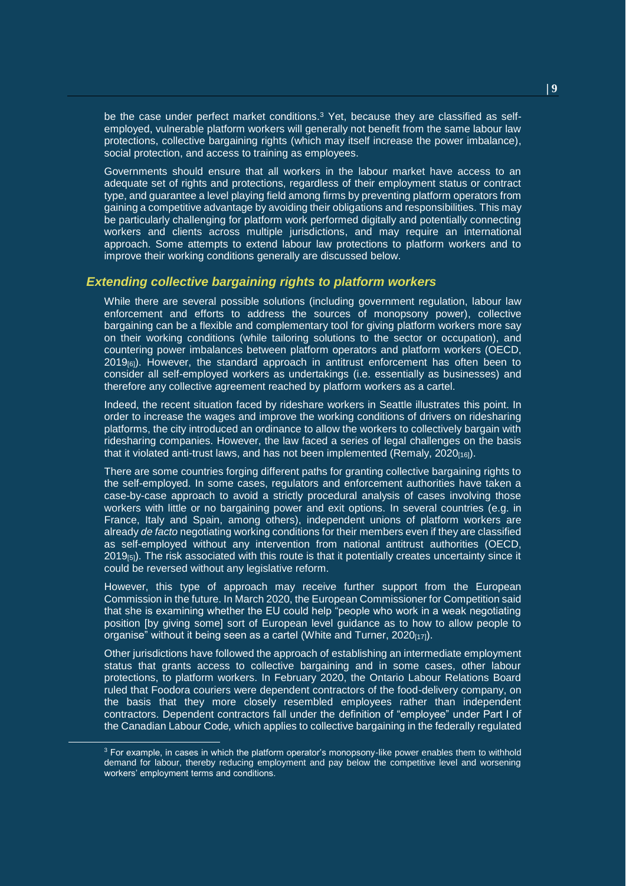be the case under perfect market conditions.[3] Yet, because they are classified as self-employed, vulnerable platform workers will generally not benefit from the same labour law protections, collective bargaining rights (which may itself increase the power imbalance), social protection, and access to training as employees.

Governments should ensure that all workers in the labour market have access to an adequate set of rights and protections, regardless of their employment status or contract type, and guarantee a level playing field among firms by preventing platform operators from gaining a competitive advantage by avoiding their obligations and responsibilities. This may be particularly challenging for platform work performed digitally and potentially connecting workers and clients across multiple jurisdictions, and may require an international approach. Some attempts to extend labour law protections to platform workers and to improve their working conditions generally are discussed below.

### *Extending collective bargaining rights to platform workers*

While there are several possible solutions (including government regulation, labour law enforcement and efforts to address the sources of monopsony power), collective bargaining can be a flexible and complementary tool for giving platform workers more say on their working conditions (while tailoring solutions to the sector or occupation), and countering power imbalances between platform operators and platform workers (OECD, 2019[6]). However, the standard approach in antitrust enforcement has often been to consider all self-employed workers as undertakings (i.e. essentially as businesses) and therefore any collective agreement reached by platform workers as a cartel.

Indeed, the recent situation faced by rideshare workers in Seattle illustrates this point. In order to increase the wages and improve the working conditions of drivers on ridesharing platforms, the city introduced an ordinance to allow the workers to collectively bargain with ridesharing companies. However, the law faced a series of legal challenges on the basis that it violated anti-trust laws, and has not been implemented (Remaly, 2020[16]).

There are some countries forging different paths for granting collective bargaining rights to the self-employed. In some cases, regulators and enforcement authorities have taken a case-by-case approach to avoid a strictly procedural analysis of cases involving those workers with little or no bargaining power and exit options. In several countries (e.g. in France, Italy and Spain, among others), independent unions of platform workers are already *de facto* negotiating working conditions for their members even if they are classified as self-employed without any intervention from national antitrust authorities (OECD, 2019[5]). The risk associated with this route is that it potentially creates uncertainty since it could be reversed without any legislative reform.

However, this type of approach may receive further support from the European Commission in the future. In March 2020, the European Commissioner for Competition said that she is examining whether the EU could help "people who work in a weak negotiating position [by giving some] sort of European level guidance as to how to allow people to organise" without it being seen as a cartel (White and Turner, 2020[17]).

Other jurisdictions have followed the approach of establishing an intermediate employment status that grants access to collective bargaining and in some cases, other labour protections, to platform workers. In February 2020, the Ontario Labour Relations Board ruled that Foodora couriers were dependent contractors of the food-delivery company, on the basis that they more closely resembled employees rather than independent contractors. Dependent contractors fall under the definition of "employee" under Part I of the Canadian Labour Code*,* which applies to collective bargaining in the federally regulated

[3] For example, in cases in which the platform operator's monopsony-like power enables them to withhold demand for labour, thereby reducing employment and pay below the competitive level and worsening workers' employment terms and conditions.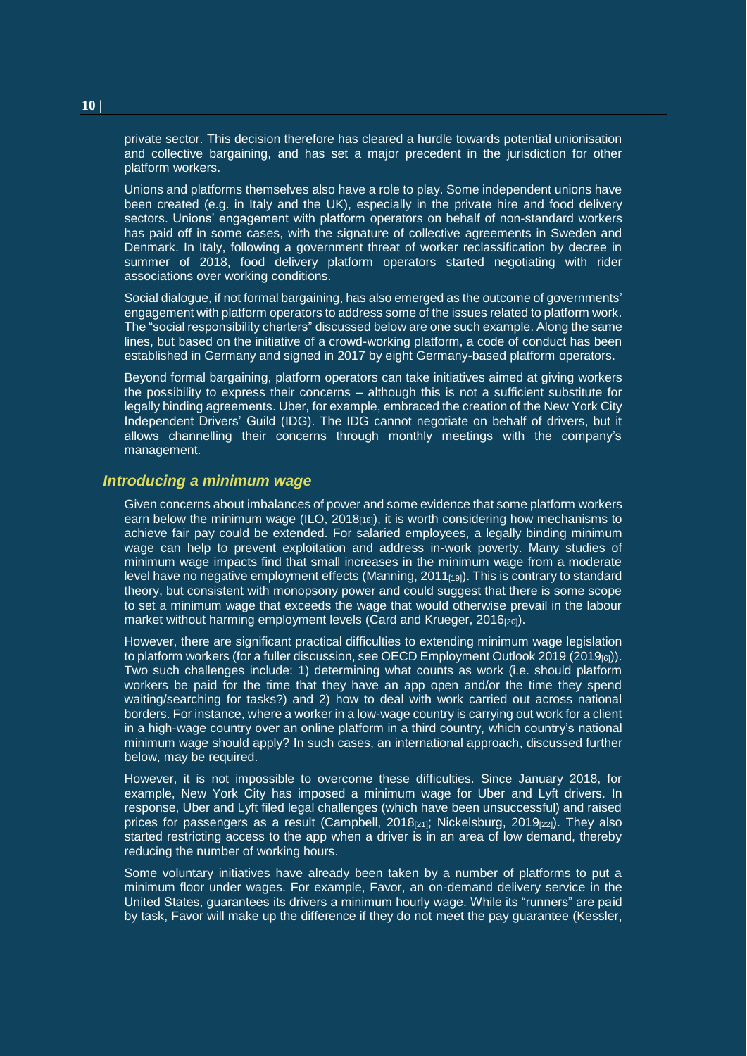private sector. This decision therefore has cleared a hurdle towards potential unionisation and collective bargaining, and has set a major precedent in the jurisdiction for other platform workers.

Unions and platforms themselves also have a role to play. Some independent unions have been created (e.g. in Italy and the UK), especially in the private hire and food delivery sectors. Unions' engagement with platform operators on behalf of non-standard workers has paid off in some cases, with the signature of collective agreements in Sweden and Denmark. In Italy, following a government threat of worker reclassification by decree in summer of 2018, food delivery platform operators started negotiating with rider associations over working conditions.

Social dialogue, if not formal bargaining, has also emerged as the outcome of governments' engagement with platform operators to address some of the issues related to platform work. The "social responsibility charters" discussed below are one such example. Along the same lines, but based on the initiative of a crowd-working platform, a code of conduct has been established in Germany and signed in 2017 by eight Germany-based platform operators.

Beyond formal bargaining, platform operators can take initiatives aimed at giving workers the possibility to express their concerns – although this is not a sufficient substitute for legally binding agreements. Uber, for example, embraced the creation of the New York City Independent Drivers' Guild (IDG). The IDG cannot negotiate on behalf of drivers, but it allows channelling their concerns through monthly meetings with the company's management.

### *Introducing a minimum wage*

Given concerns about imbalances of power and some evidence that some platform workers earn below the minimum wage (ILO, 2018[18]), it is worth considering how mechanisms to achieve fair pay could be extended. For salaried employees, a legally binding minimum wage can help to prevent exploitation and address in-work poverty. Many studies of minimum wage impacts find that small increases in the minimum wage from a moderate level have no negative employment effects (Manning, 2011[19]). This is contrary to standard theory, but consistent with monopsony power and could suggest that there is some scope to set a minimum wage that exceeds the wage that would otherwise prevail in the labour market without harming employment levels (Card and Krueger, 2016[20]).

However, there are significant practical difficulties to extending minimum wage legislation to platform workers (for a fuller discussion, see OECD Employment Outlook 2019 (2019[6])). Two such challenges include: 1) determining what counts as work (i.e. should platform workers be paid for the time that they have an app open and/or the time they spend waiting/searching for tasks?) and 2) how to deal with work carried out across national borders. For instance, where a worker in a low-wage country is carrying out work for a client in a high-wage country over an online platform in a third country, which country's national minimum wage should apply? In such cases, an international approach, discussed further below, may be required.

However, it is not impossible to overcome these difficulties. Since January 2018, for example, New York City has imposed a minimum wage for Uber and Lyft drivers. In response, Uber and Lyft filed legal challenges (which have been unsuccessful) and raised prices for passengers as a result (Campbell, 2018[21]; Nickelsburg, 2019[22]). They also started restricting access to the app when a driver is in an area of low demand, thereby reducing the number of working hours.

Some voluntary initiatives have already been taken by a number of platforms to put a minimum floor under wages. For example, Favor, an on-demand delivery service in the United States, guarantees its drivers a minimum hourly wage. While its "runners" are paid by task, Favor will make up the difference if they do not meet the pay guarantee (Kessler,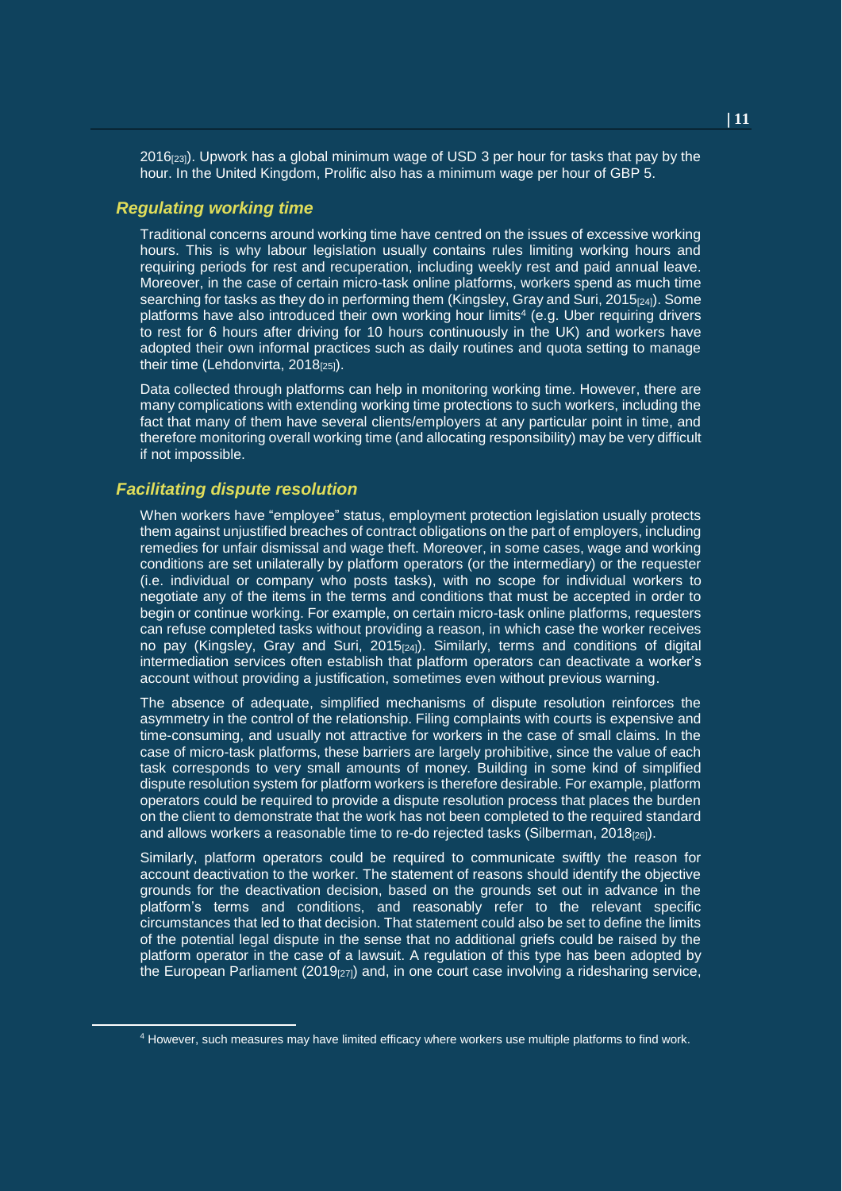2016[23]). Upwork has a global minimum wage of USD 3 per hour for tasks that pay by the hour. In the United Kingdom, Prolific also has a minimum wage per hour of GBP 5.

### *Regulating working time*

Traditional concerns around working time have centred on the issues of excessive working hours. This is why labour legislation usually contains rules limiting working hours and requiring periods for rest and recuperation, including weekly rest and paid annual leave. Moreover, in the case of certain micro-task online platforms, workers spend as much time searching for tasks as they do in performing them (Kingsley, Gray and Suri, 2015[24]). Some platforms have also introduced their own working hour limits[4] (e.g. Uber requiring drivers to rest for 6 hours after driving for 10 hours continuously in the UK) and workers have adopted their own informal practices such as daily routines and quota setting to manage their time (Lehdonvirta, 2018[25]).

Data collected through platforms can help in monitoring working time. However, there are many complications with extending working time protections to such workers, including the fact that many of them have several clients/employers at any particular point in time, and therefore monitoring overall working time (and allocating responsibility) may be very difficult if not impossible.

### *Facilitating dispute resolution*

When workers have "employee" status, employment protection legislation usually protects them against unjustified breaches of contract obligations on the part of employers, including remedies for unfair dismissal and wage theft. Moreover, in some cases, wage and working conditions are set unilaterally by platform operators (or the intermediary) or the requester (i.e. individual or company who posts tasks), with no scope for individual workers to negotiate any of the items in the terms and conditions that must be accepted in order to begin or continue working. For example, on certain micro-task online platforms, requesters can refuse completed tasks without providing a reason, in which case the worker receives no pay (Kingsley, Gray and Suri, 2015[24]). Similarly, terms and conditions of digital intermediation services often establish that platform operators can deactivate a worker's account without providing a justification, sometimes even without previous warning.

The absence of adequate, simplified mechanisms of dispute resolution reinforces the asymmetry in the control of the relationship. Filing complaints with courts is expensive and time-consuming, and usually not attractive for workers in the case of small claims. In the case of micro-task platforms, these barriers are largely prohibitive, since the value of each task corresponds to very small amounts of money. Building in some kind of simplified dispute resolution system for platform workers is therefore desirable. For example, platform operators could be required to provide a dispute resolution process that places the burden on the client to demonstrate that the work has not been completed to the required standard and allows workers a reasonable time to re-do rejected tasks (Silberman, 2018[26]).

Similarly, platform operators could be required to communicate swiftly the reason for account deactivation to the worker. The statement of reasons should identify the objective grounds for the deactivation decision, based on the grounds set out in advance in the platform's terms and conditions, and reasonably refer to the relevant specific circumstances that led to that decision. That statement could also be set to define the limits of the potential legal dispute in the sense that no additional griefs could be raised by the platform operator in the case of a lawsuit. A regulation of this type has been adopted by the European Parliament (2019[27]) and, in one court case involving a ridesharing service,

[4] However, such measures may have limited efficacy where workers use multiple platforms to find work.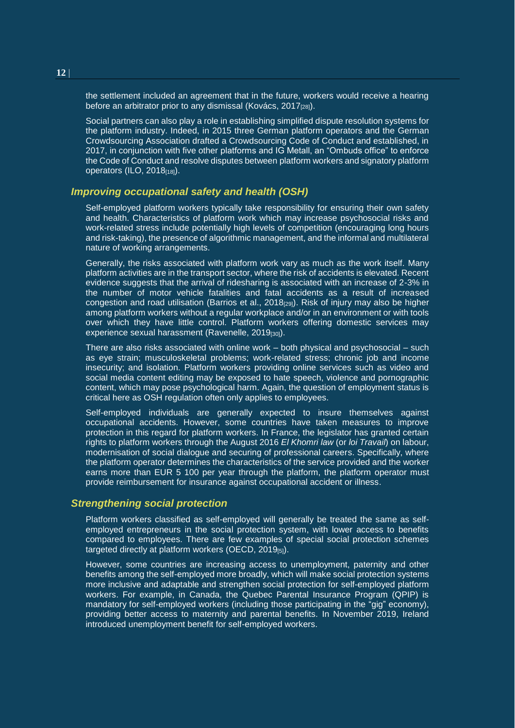the settlement included an agreement that in the future, workers would receive a hearing before an arbitrator prior to any dismissal (Kovács, 2017[28]).

Social partners can also play a role in establishing simplified dispute resolution systems for the platform industry. Indeed, in 2015 three German platform operators and the German Crowdsourcing Association drafted a Crowdsourcing Code of Conduct and established, in 2017, in conjunction with five other platforms and IG Metall, an "Ombuds office" to enforce the Code of Conduct and resolve disputes between platform workers and signatory platform operators (ILO, 2018[18]).

### *Improving occupational safety and health (OSH)*

Self-employed platform workers typically take responsibility for ensuring their own safety and health. Characteristics of platform work which may increase psychosocial risks and work-related stress include potentially high levels of competition (encouraging long hours and risk-taking), the presence of algorithmic management, and the informal and multilateral nature of working arrangements.

Generally, the risks associated with platform work vary as much as the work itself. Many platform activities are in the transport sector, where the risk of accidents is elevated. Recent evidence suggests that the arrival of ridesharing is associated with an increase of 2-3% in the number of motor vehicle fatalities and fatal accidents as a result of increased congestion and road utilisation (Barrios et al., 2018[29]). Risk of injury may also be higher among platform workers without a regular workplace and/or in an environment or with tools over which they have little control. Platform workers offering domestic services may experience sexual harassment (Ravenelle, 2019[30]).

There are also risks associated with online work – both physical and psychosocial – such as eye strain; musculoskeletal problems; work-related stress; chronic job and income insecurity; and isolation. Platform workers providing online services such as video and social media content editing may be exposed to hate speech, violence and pornographic content, which may pose psychological harm. Again, the question of employment status is critical here as OSH regulation often only applies to employees.

Self-employed individuals are generally expected to insure themselves against occupational accidents. However, some countries have taken measures to improve protection in this regard for platform workers. In France, the legislator has granted certain rights to platform workers through the August 2016 *El Khomri law* (or *loi Travail*) on labour, modernisation of social dialogue and securing of professional careers. Specifically, where the platform operator determines the characteristics of the service provided and the worker earns more than EUR 5 100 per year through the platform, the platform operator must provide reimbursement for insurance against occupational accident or illness.

### *Strengthening social protection*

Platform workers classified as self-employed will generally be treated the same as self-employed entrepreneurs in the social protection system, with lower access to benefits compared to employees. There are few examples of special social protection schemes targeted directly at platform workers (OECD, 2019[5]).

However, some countries are increasing access to unemployment, paternity and other benefits among the self-employed more broadly, which will make social protection systems more inclusive and adaptable and strengthen social protection for self-employed platform workers. For example, in Canada, the Quebec Parental Insurance Program (QPIP) is mandatory for self-employed workers (including those participating in the "gig" economy), providing better access to maternity and parental benefits. In November 2019, Ireland introduced unemployment benefit for self-employed workers.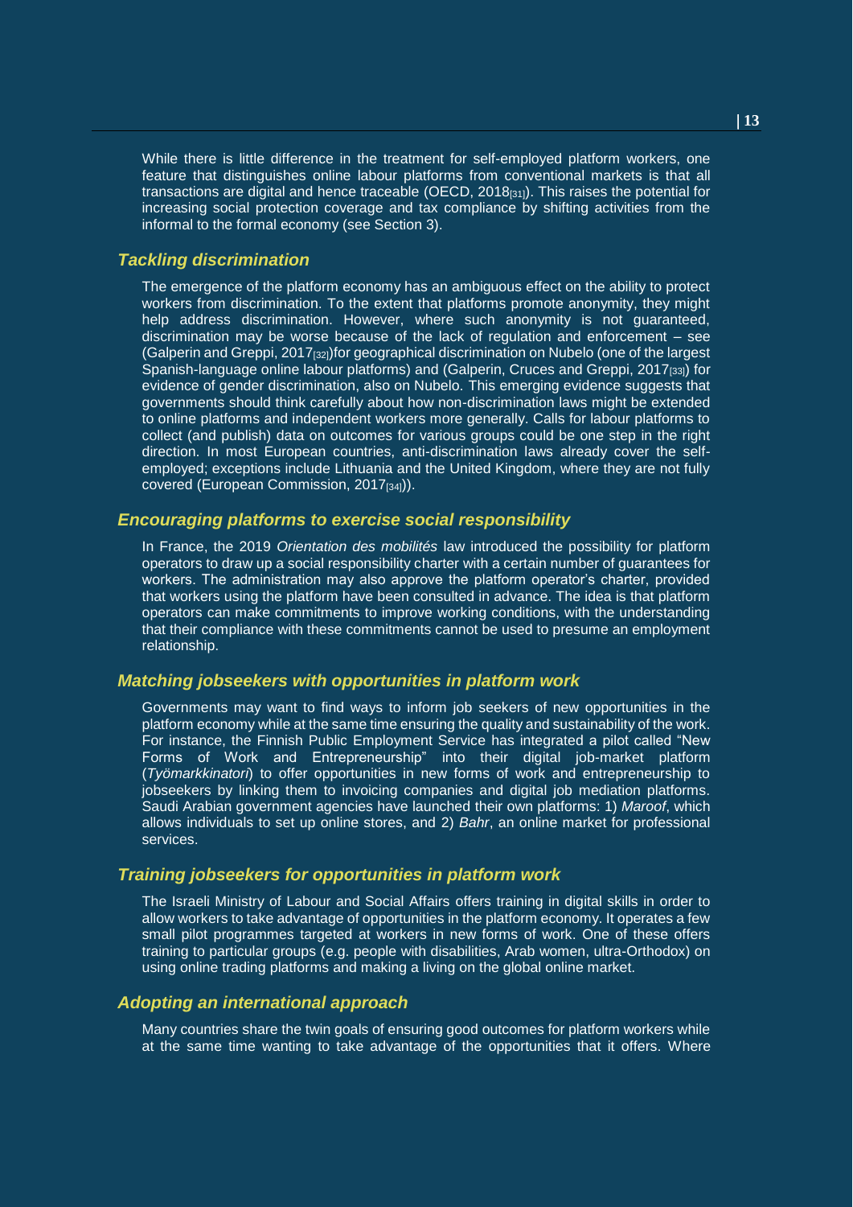While there is little difference in the treatment for self-employed platform workers, one feature that distinguishes online labour platforms from conventional markets is that all transactions are digital and hence traceable (OECD, 2018[31]). This raises the potential for increasing social protection coverage and tax compliance by shifting activities from the informal to the formal economy (see Section 3).

### *Tackling discrimination*

The emergence of the platform economy has an ambiguous effect on the ability to protect workers from discrimination. To the extent that platforms promote anonymity, they might help address discrimination. However, where such anonymity is not guaranteed, discrimination may be worse because of the lack of regulation and enforcement – see (Galperin and Greppi, 2017[32])for geographical discrimination on Nubelo (one of the largest Spanish-language online labour platforms) and (Galperin, Cruces and Greppi, 2017[33]) for evidence of gender discrimination, also on Nubelo. This emerging evidence suggests that governments should think carefully about how non-discrimination laws might be extended to online platforms and independent workers more generally. Calls for labour platforms to collect (and publish) data on outcomes for various groups could be one step in the right direction. In most European countries, anti-discrimination laws already cover the self-employed; exceptions include Lithuania and the United Kingdom, where they are not fully covered (European Commission, 2017[34])).

### *Encouraging platforms to exercise social responsibility*

In France, the 2019 *Orientation des mobilités* law introduced the possibility for platform operators to draw up a social responsibility charter with a certain number of guarantees for workers. The administration may also approve the platform operator's charter, provided that workers using the platform have been consulted in advance. The idea is that platform operators can make commitments to improve working conditions, with the understanding that their compliance with these commitments cannot be used to presume an employment relationship.

### *Matching jobseekers with opportunities in platform work*

Governments may want to find ways to inform job seekers of new opportunities in the platform economy while at the same time ensuring the quality and sustainability of the work. For instance, the Finnish Public Employment Service has integrated a pilot called "New Forms of Work and Entrepreneurship" into their digital job-market platform (*Työmarkkinatori*) to offer opportunities in new forms of work and entrepreneurship to jobseekers by linking them to invoicing companies and digital job mediation platforms. Saudi Arabian government agencies have launched their own platforms: 1) *Maroof*, which allows individuals to set up online stores, and 2) *Bahr*, an online market for professional services.

### *Training jobseekers for opportunities in platform work*

The Israeli Ministry of Labour and Social Affairs offers training in digital skills in order to allow workers to take advantage of opportunities in the platform economy. It operates a few small pilot programmes targeted at workers in new forms of work. One of these offers training to particular groups (e.g. people with disabilities, Arab women, ultra-Orthodox) on using online trading platforms and making a living on the global online market.

### *Adopting an international approach*

Many countries share the twin goals of ensuring good outcomes for platform workers while at the same time wanting to take advantage of the opportunities that it offers. Where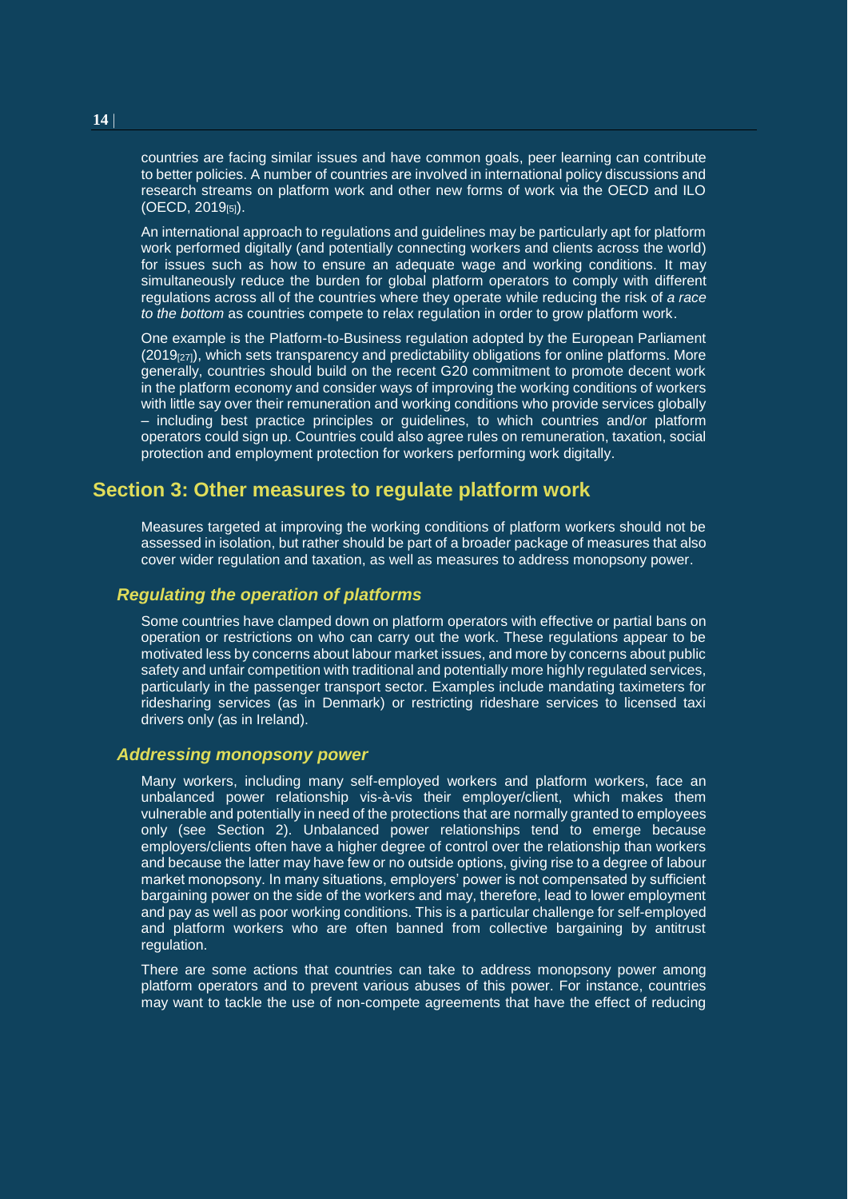countries are facing similar issues and have common goals, peer learning can contribute to better policies. A number of countries are involved in international policy discussions and research streams on platform work and other new forms of work via the OECD and ILO (OECD, 2019[5]).

An international approach to regulations and guidelines may be particularly apt for platform work performed digitally (and potentially connecting workers and clients across the world) for issues such as how to ensure an adequate wage and working conditions. It may simultaneously reduce the burden for global platform operators to comply with different regulations across all of the countries where they operate while reducing the risk of *a race to the bottom* as countries compete to relax regulation in order to grow platform work.

One example is the Platform-to-Business regulation adopted by the European Parliament (2019[27]), which sets transparency and predictability obligations for online platforms. More generally, countries should build on the recent G20 commitment to promote decent work in the platform economy and consider ways of improving the working conditions of workers with little say over their remuneration and working conditions who provide services globally – including best practice principles or guidelines, to which countries and/or platform operators could sign up. Countries could also agree rules on remuneration, taxation, social protection and employment protection for workers performing work digitally.

## Section 3: Other measures to regulate platform work

Measures targeted at improving the working conditions of platform workers should not be assessed in isolation, but rather should be part of a broader package of measures that also cover wider regulation and taxation, as well as measures to address monopsony power.

### *Regulating the operation of platforms*

Some countries have clamped down on platform operators with effective or partial bans on operation or restrictions on who can carry out the work. These regulations appear to be motivated less by concerns about labour market issues, and more by concerns about public safety and unfair competition with traditional and potentially more highly regulated services, particularly in the passenger transport sector. Examples include mandating taximeters for ridesharing services (as in Denmark) or restricting rideshare services to licensed taxi drivers only (as in Ireland).

### *Addressing monopsony power*

Many workers, including many self-employed workers and platform workers, face an unbalanced power relationship vis-à-vis their employer/client, which makes them vulnerable and potentially in need of the protections that are normally granted to employees only (see Section 2). Unbalanced power relationships tend to emerge because employers/clients often have a higher degree of control over the relationship than workers and because the latter may have few or no outside options, giving rise to a degree of labour market monopsony. In many situations, employers' power is not compensated by sufficient bargaining power on the side of the workers and may, therefore, lead to lower employment and pay as well as poor working conditions. This is a particular challenge for self-employed and platform workers who are often banned from collective bargaining by antitrust regulation.

There are some actions that countries can take to address monopsony power among platform operators and to prevent various abuses of this power. For instance, countries may want to tackle the use of non-compete agreements that have the effect of reducing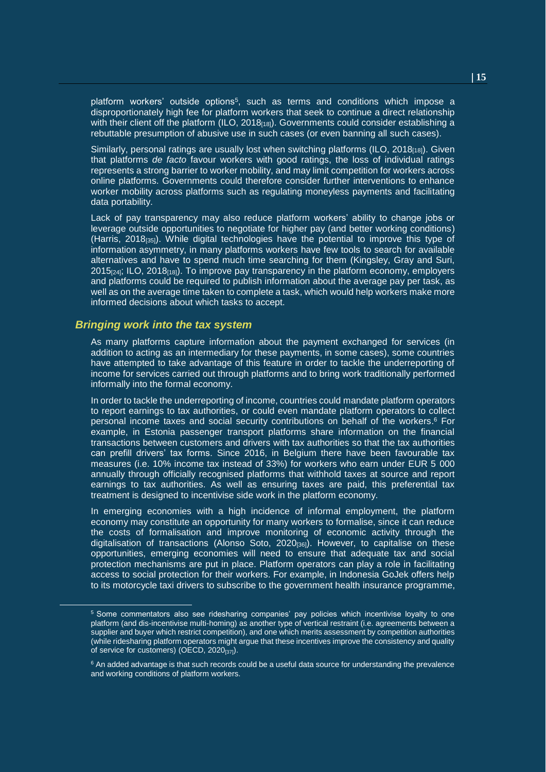platform workers' outside options[5], such as terms and conditions which impose a disproportionately high fee for platform workers that seek to continue a direct relationship with their client off the platform (ILO, 2018[18]). Governments could consider establishing a rebuttable presumption of abusive use in such cases (or even banning all such cases).

Similarly, personal ratings are usually lost when switching platforms (ILO, 2018[18]). Given that platforms *de facto* favour workers with good ratings, the loss of individual ratings represents a strong barrier to worker mobility, and may limit competition for workers across online platforms. Governments could therefore consider further interventions to enhance worker mobility across platforms such as regulating moneyless payments and facilitating data portability.

Lack of pay transparency may also reduce platform workers' ability to change jobs or leverage outside opportunities to negotiate for higher pay (and better working conditions) (Harris, 2018[35]). While digital technologies have the potential to improve this type of information asymmetry, in many platforms workers have few tools to search for available alternatives and have to spend much time searching for them (Kingsley, Gray and Suri, 2015[24]; ILO, 2018[18]). To improve pay transparency in the platform economy, employers and platforms could be required to publish information about the average pay per task, as well as on the average time taken to complete a task, which would help workers make more informed decisions about which tasks to accept.

### *Bringing work into the tax system*

As many platforms capture information about the payment exchanged for services (in addition to acting as an intermediary for these payments, in some cases), some countries have attempted to take advantage of this feature in order to tackle the underreporting of income for services carried out through platforms and to bring work traditionally performed informally into the formal economy.

In order to tackle the underreporting of income, countries could mandate platform operators to report earnings to tax authorities, or could even mandate platform operators to collect personal income taxes and social security contributions on behalf of the workers.[6] For example, in Estonia passenger transport platforms share information on the financial transactions between customers and drivers with tax authorities so that the tax authorities can prefill drivers' tax forms. Since 2016, in Belgium there have been favourable tax measures (i.e. 10% income tax instead of 33%) for workers who earn under EUR 5 000 annually through officially recognised platforms that withhold taxes at source and report earnings to tax authorities. As well as ensuring taxes are paid, this preferential tax treatment is designed to incentivise side work in the platform economy.

In emerging economies with a high incidence of informal employment, the platform economy may constitute an opportunity for many workers to formalise, since it can reduce the costs of formalisation and improve monitoring of economic activity through the digitalisation of transactions (Alonso Soto, 2020[36]). However, to capitalise on these opportunities, emerging economies will need to ensure that adequate tax and social protection mechanisms are put in place. Platform operators can play a role in facilitating access to social protection for their workers. For example, in Indonesia GoJek offers help to its motorcycle taxi drivers to subscribe to the government health insurance programme,

---

[5] Some commentators also see ridesharing companies' pay policies which incentivise loyalty to one platform (and dis-incentivise multi-homing) as another type of vertical restraint (i.e. agreements between a supplier and buyer which restrict competition), and one which merits assessment by competition authorities (while ridesharing platform operators might argue that these incentives improve the consistency and quality of service for customers) (OECD, 2020[37]).

[6] An added advantage is that such records could be a useful data source for understanding the prevalence and working conditions of platform workers.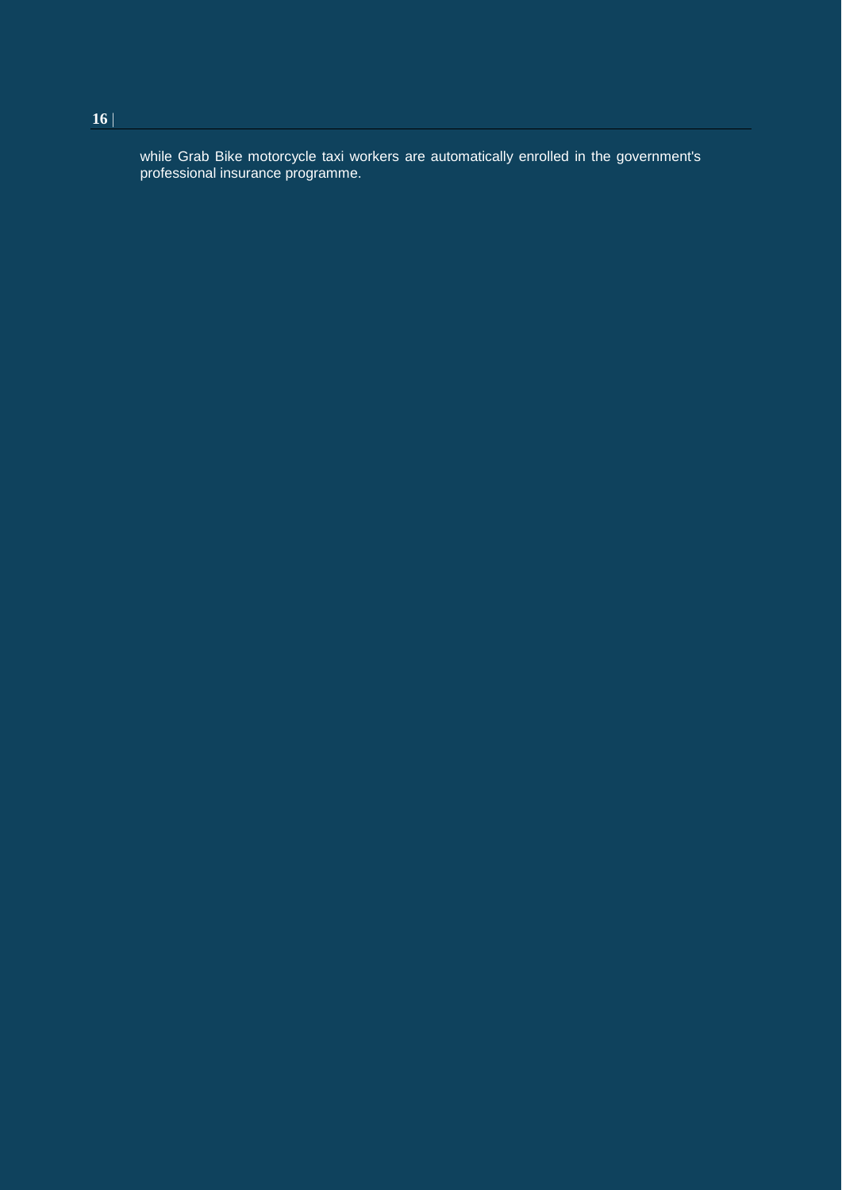while Grab Bike motorcycle taxi workers are automatically enrolled in the government's professional insurance programme.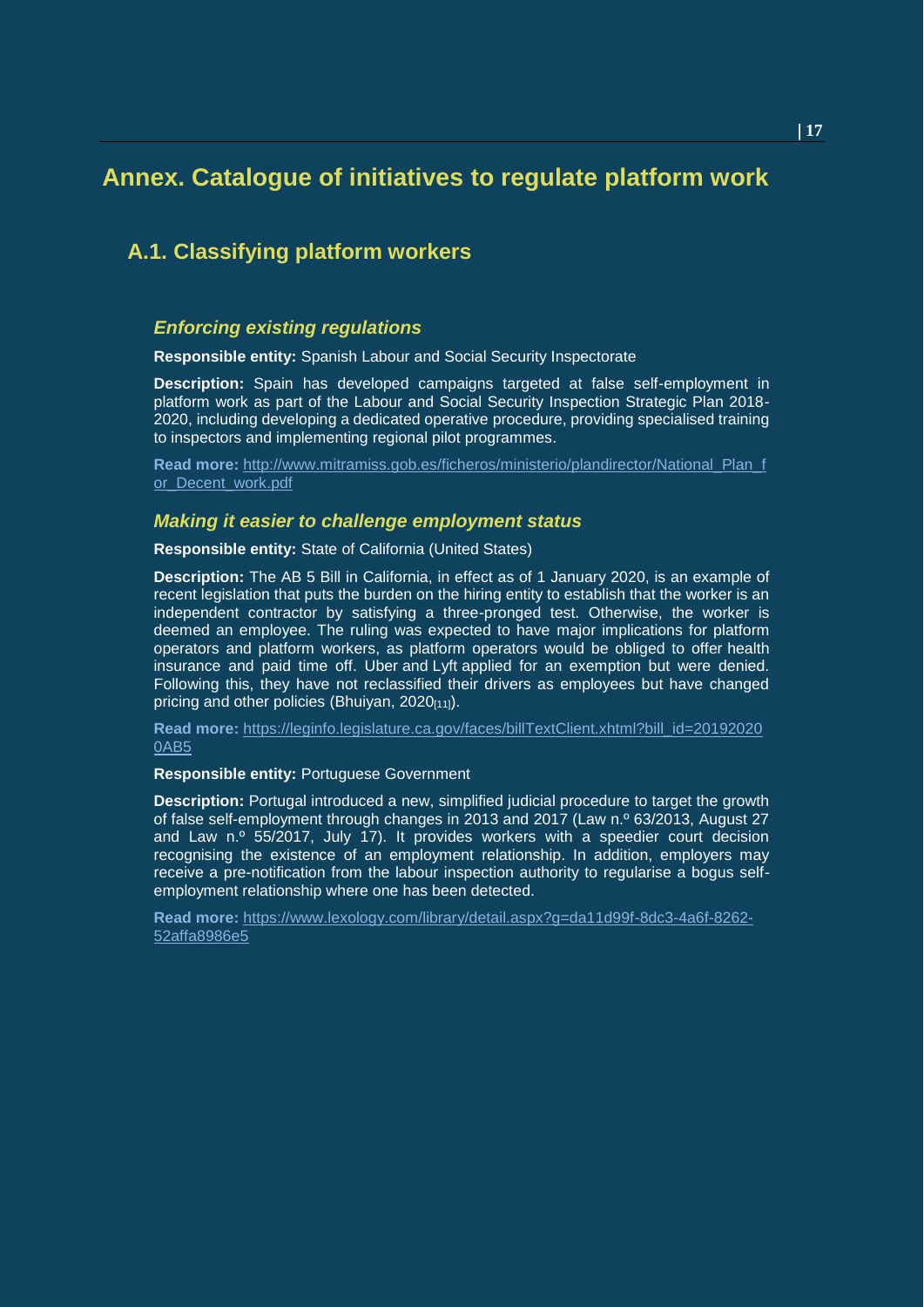# Annex. Catalogue of initiatives to regulate platform work

## A.1. Classifying platform workers

### *Enforcing existing regulations*

**Responsible entity:** Spanish Labour and Social Security Inspectorate

**Description:** Spain has developed campaigns targeted at false self-employment in platform work as part of the Labour and Social Security Inspection Strategic Plan 2018-2020, including developing a dedicated operative procedure, providing specialised training to inspectors and implementing regional pilot programmes.

**Read more:** http://www.mitramiss.gob.es/ficheros/ministerio/plandirector/National_Plan_for_Decent_work.pdf

### *Making it easier to challenge employment status*

**Responsible entity:** State of California (United States)

**Description:** The AB 5 Bill in California, in effect as of 1 January 2020, is an example of recent legislation that puts the burden on the hiring entity to establish that the worker is an independent contractor by satisfying a three-pronged test. Otherwise, the worker is deemed an employee. The ruling was expected to have major implications for platform operators and platform workers, as platform operators would be obliged to offer health insurance and paid time off. Uber and Lyft applied for an exemption but were denied. Following this, they have not reclassified their drivers as employees but have changed pricing and other policies (Bhuiyan, 2020[11]).

**Read more:** https://leginfo.legislature.ca.gov/faces/billTextClient.xhtml?bill_id=201920200AB5

**Responsible entity:** Portuguese Government

**Description:** Portugal introduced a new, simplified judicial procedure to target the growth of false self-employment through changes in 2013 and 2017 (Law n.º 63/2013, August 27 and Law n.º 55/2017, July 17). It provides workers with a speedier court decision recognising the existence of an employment relationship. In addition, employers may receive a pre-notification from the labour inspection authority to regularise a bogus self-employment relationship where one has been detected.

**Read more:** https://www.lexology.com/library/detail.aspx?g=da11d99f-8dc3-4a6f-8262-52affa8986e5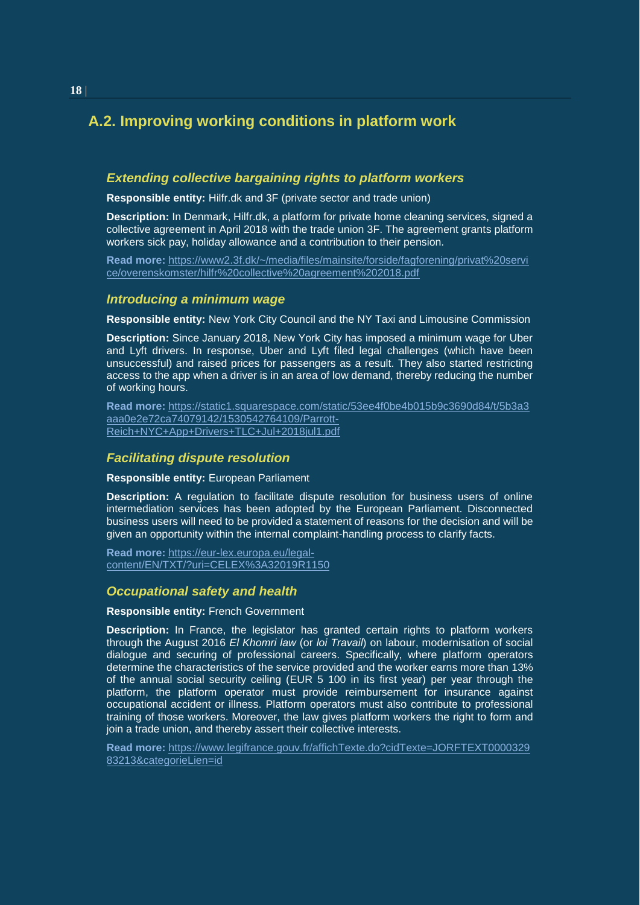## A.2. Improving working conditions in platform work

### *Extending collective bargaining rights to platform workers*

**Responsible entity:** Hilfr.dk and 3F (private sector and trade union)

**Description:** In Denmark, Hilfr.dk, a platform for private home cleaning services, signed a collective agreement in April 2018 with the trade union 3F. The agreement grants platform workers sick pay, holiday allowance and a contribution to their pension.

**Read more:** https://www2.3f.dk/~/media/files/mainsite/forside/fagforening/privat%20service/overenskomster/hilfr%20collective%20agreement%202018.pdf

### *Introducing a minimum wage*

**Responsible entity:** New York City Council and the NY Taxi and Limousine Commission

**Description:** Since January 2018, New York City has imposed a minimum wage for Uber and Lyft drivers. In response, Uber and Lyft filed legal challenges (which have been unsuccessful) and raised prices for passengers as a result. They also started restricting access to the app when a driver is in an area of low demand, thereby reducing the number of working hours.

**Read more:** https://static1.squarespace.com/static/53ee4f0be4b015b9c3690d84/t/5b3aaa0e2e72ca74079142/1530542764109/Parrott-Reich+NYC+App+Drivers+TLC+Jul+2018jul1.pdf

### *Facilitating dispute resolution*

**Responsible entity:** European Parliament

**Description:** A regulation to facilitate dispute resolution for business users of online intermediation services has been adopted by the European Parliament. Disconnected business users will need to be provided a statement of reasons for the decision and will be given an opportunity within the internal complaint-handling process to clarify facts.

**Read more:** https://eur-lex.europa.eu/legal-content/EN/TXT/?uri=CELEX%3A32019R1150

### *Occupational safety and health*

**Responsible entity:** French Government

**Description:** In France, the legislator has granted certain rights to platform workers through the August 2016 *El Khomri law* (or *loi Travail*) on labour, modernisation of social dialogue and securing of professional careers. Specifically, where platform operators determine the characteristics of the service provided and the worker earns more than 13% of the annual social security ceiling (EUR 5 100 in its first year) per year through the platform, the platform operator must provide reimbursement for insurance against occupational accident or illness. Platform operators must also contribute to professional training of those workers. Moreover, the law gives platform workers the right to form and join a trade union, and thereby assert their collective interests.

**Read more:** https://www.legifrance.gouv.fr/affichTexte.do?cidTexte=JORFTEXT000032983213&categorieLien=id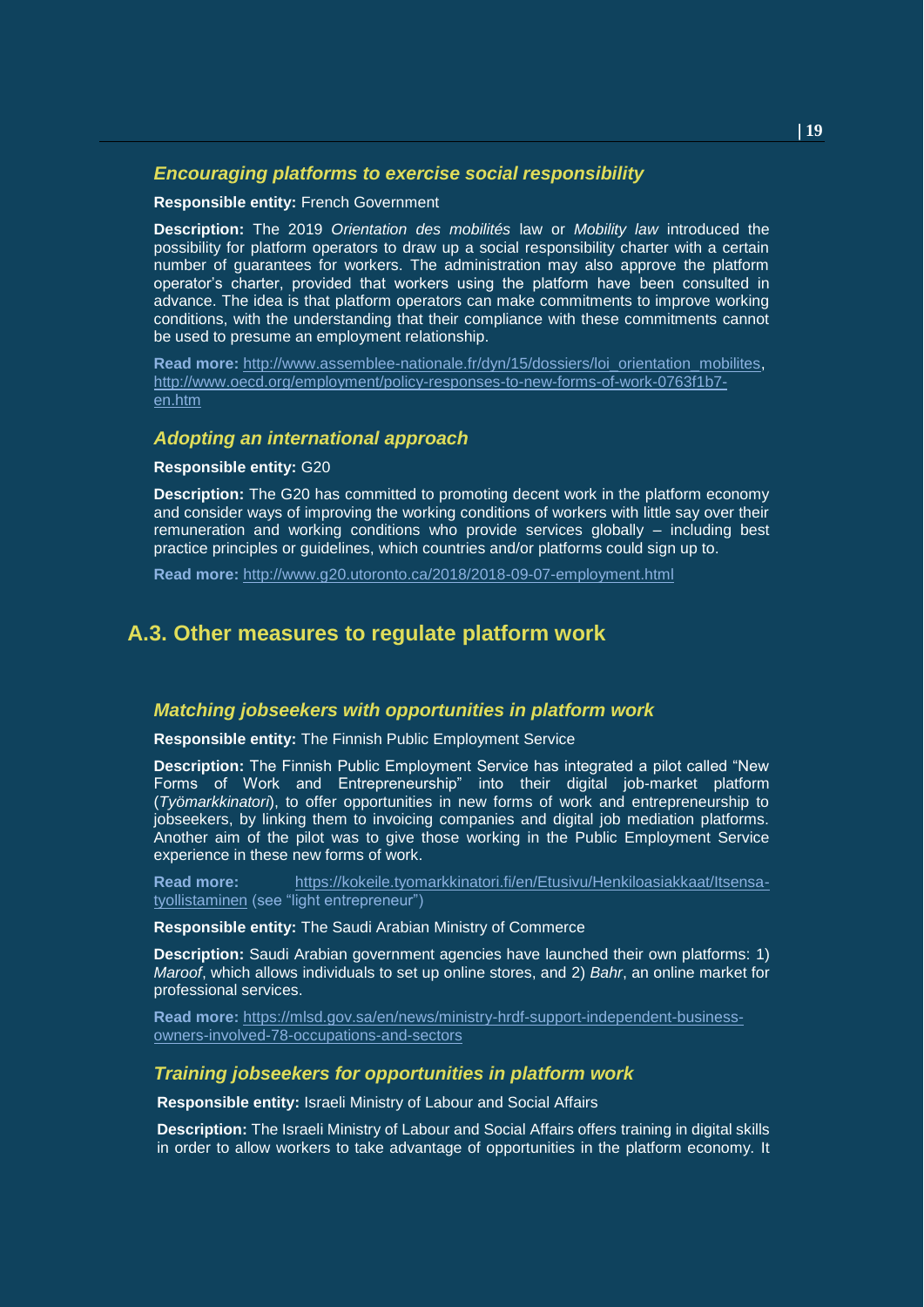### *Encouraging platforms to exercise social responsibility*

**Responsible entity:** French Government

**Description:** The 2019 *Orientation des mobilités* law or *Mobility law* introduced the possibility for platform operators to draw up a social responsibility charter with a certain number of guarantees for workers. The administration may also approve the platform operator's charter, provided that workers using the platform have been consulted in advance. The idea is that platform operators can make commitments to improve working conditions, with the understanding that their compliance with these commitments cannot be used to presume an employment relationship.

**Read more:** http://www.assemblee-nationale.fr/dyn/15/dossiers/loi_orientation_mobilites, http://www.oecd.org/employment/policy-responses-to-new-forms-of-work-0763f1b7-en.htm

### *Adopting an international approach*

**Responsible entity:** G20

**Description:** The G20 has committed to promoting decent work in the platform economy and consider ways of improving the working conditions of workers with little say over their remuneration and working conditions who provide services globally – including best practice principles or guidelines, which countries and/or platforms could sign up to.

**Read more:** http://www.g20.utoronto.ca/2018/2018-09-07-employment.html

## A.3. Other measures to regulate platform work

### *Matching jobseekers with opportunities in platform work*

**Responsible entity:** The Finnish Public Employment Service

**Description:** The Finnish Public Employment Service has integrated a pilot called "New Forms of Work and Entrepreneurship" into their digital job-market platform (*Työmarkkinatori*), to offer opportunities in new forms of work and entrepreneurship to jobseekers, by linking them to invoicing companies and digital job mediation platforms. Another aim of the pilot was to give those working in the Public Employment Service experience in these new forms of work.

**Read more:** https://kokeile.tyomarkkinatori.fi/en/Etusivu/Henkiloasiakkaat/Itsensa-tyollistaminen (see "light entrepreneur")

**Responsible entity:** The Saudi Arabian Ministry of Commerce

**Description:** Saudi Arabian government agencies have launched their own platforms: 1) *Maroof*, which allows individuals to set up online stores, and 2) *Bahr*, an online market for professional services.

**Read more:** https://mlsd.gov.sa/en/news/ministry-hrdf-support-independent-business-owners-involved-78-occupations-and-sectors

### *Training jobseekers for opportunities in platform work*

**Responsible entity:** Israeli Ministry of Labour and Social Affairs

**Description:** The Israeli Ministry of Labour and Social Affairs offers training in digital skills in order to allow workers to take advantage of opportunities in the platform economy. It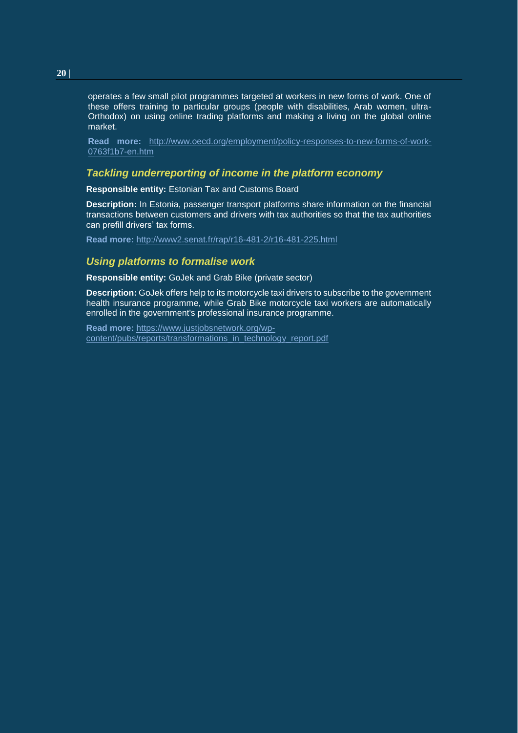operates a few small pilot programmes targeted at workers in new forms of work. One of these offers training to particular groups (people with disabilities, Arab women, ultra-Orthodox) on using online trading platforms and making a living on the global online market.

**Read more:** http://www.oecd.org/employment/policy-responses-to-new-forms-of-work-0763f1b7-en.htm

### *Tackling underreporting of income in the platform economy*

**Responsible entity:** Estonian Tax and Customs Board

**Description:** In Estonia, passenger transport platforms share information on the financial transactions between customers and drivers with tax authorities so that the tax authorities can prefill drivers' tax forms.

**Read more:** http://www2.senat.fr/rap/r16-481-2/r16-481-225.html

### *Using platforms to formalise work*

**Responsible entity:** GoJek and Grab Bike (private sector)

**Description:** GoJek offers help to its motorcycle taxi drivers to subscribe to the government health insurance programme, while Grab Bike motorcycle taxi workers are automatically enrolled in the government's professional insurance programme.

**Read more:** https://www.justjobsnetwork.org/wp-content/pubs/reports/transformations_in_technology_report.pdf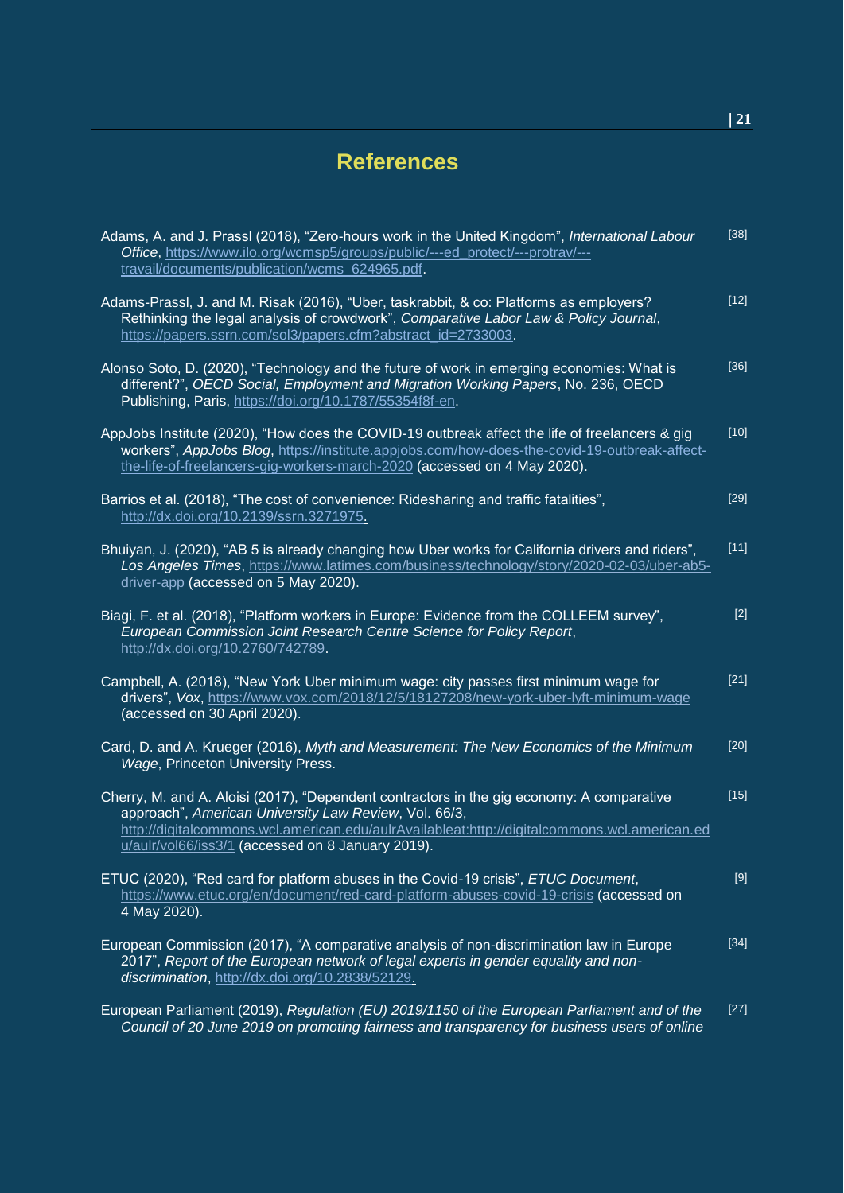## References

Adams, A. and J. Prassl (2018), "Zero-hours work in the United Kingdom", *International Labour Office*, https://www.ilo.org/wcmsp5/groups/public/---ed_protect/---protrav/---travail/documents/publication/wcms_624965.pdf. [38]

Adams-Prassl, J. and M. Risak (2016), "Uber, taskrabbit, & co: Platforms as employers? Rethinking the legal analysis of crowdwork", *Comparative Labor Law & Policy Journal*, https://papers.ssrn.com/sol3/papers.cfm?abstract_id=2733003. [12]

Alonso Soto, D. (2020), "Technology and the future of work in emerging economies: What is different?", *OECD Social, Employment and Migration Working Papers*, No. 236, OECD Publishing, Paris, https://doi.org/10.1787/55354f8f-en. [36]

AppJobs Institute (2020), "How does the COVID-19 outbreak affect the life of freelancers & gig workers", *AppJobs Blog*, https://institute.appjobs.com/how-does-the-covid-19-outbreak-affect-the-life-of-freelancers-gig-workers-march-2020 (accessed on 4 May 2020). [10]

Barrios et al. (2018), "The cost of convenience: Ridesharing and traffic fatalities", http://dx.doi.org/10.2139/ssrn.3271975. [29]

Bhuiyan, J. (2020), "AB 5 is already changing how Uber works for California drivers and riders", *Los Angeles Times*, https://www.latimes.com/business/technology/story/2020-02-03/uber-ab5-driver-app (accessed on 5 May 2020). [11]

Biagi, F. et al. (2018), "Platform workers in Europe: Evidence from the COLLEEM survey", *European Commission Joint Research Centre Science for Policy Report*, http://dx.doi.org/10.2760/742789. [2]

Campbell, A. (2018), "New York Uber minimum wage: city passes first minimum wage for drivers", *Vox*, https://www.vox.com/2018/12/5/18127208/new-york-uber-lyft-minimum-wage (accessed on 30 April 2020). [21]

Card, D. and A. Krueger (2016), *Myth and Measurement: The New Economics of the Minimum Wage*, Princeton University Press. [20]

Cherry, M. and A. Aloisi (2017), "Dependent contractors in the gig economy: A comparative approach", *American University Law Review*, Vol. 66/3, http://digitalcommons.wcl.american.edu/aulrAvailableat:http://digitalcommons.wcl.american.edu/aulr/vol66/iss3/1 (accessed on 8 January 2019). [15]

ETUC (2020), "Red card for platform abuses in the Covid-19 crisis", *ETUC Document*, https://www.etuc.org/en/document/red-card-platform-abuses-covid-19-crisis (accessed on 4 May 2020). [9]

European Commission (2017), "A comparative analysis of non-discrimination law in Europe 2017", *Report of the European network of legal experts in gender equality and non-discrimination*, http://dx.doi.org/10.2838/52129. [34]

European Parliament (2019), *Regulation (EU) 2019/1150 of the European Parliament and of the Council of 20 June 2019 on promoting fairness and transparency for business users of online* [27]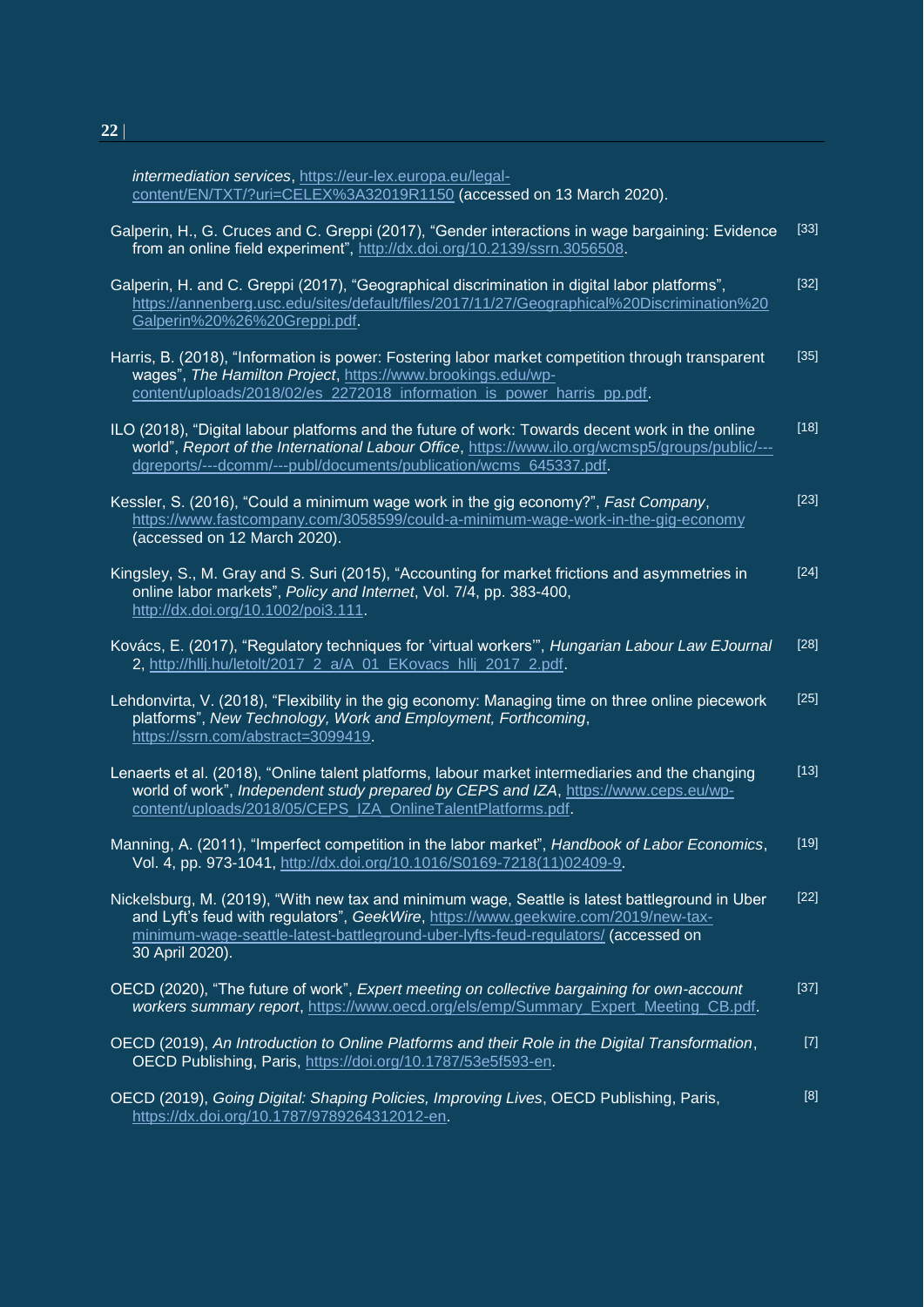*intermediation services*, https://eur-lex.europa.eu/legal-content/EN/TXT/?uri=CELEX%3A32019R1150 (accessed on 13 March 2020).

Galperin, H., G. Cruces and C. Greppi (2017), "Gender interactions in wage bargaining: Evidence from an online field experiment", http://dx.doi.org/10.2139/ssrn.3056508. [33]

Galperin, H. and C. Greppi (2017), "Geographical discrimination in digital labor platforms", https://annenberg.usc.edu/sites/default/files/2017/11/27/Geographical%20Discrimination%20Galperin%20%26%20Greppi.pdf. [32]

Harris, B. (2018), "Information is power: Fostering labor market competition through transparent wages", *The Hamilton Project*, https://www.brookings.edu/wp-content/uploads/2018/02/es_2272018_information_is_power_harris_pp.pdf. [35]

ILO (2018), "Digital labour platforms and the future of work: Towards decent work in the online world", *Report of the International Labour Office*, https://www.ilo.org/wcmsp5/groups/public/---dgreports/---dcomm/---publ/documents/publication/wcms_645337.pdf. [18]

Kessler, S. (2016), "Could a minimum wage work in the gig economy?", *Fast Company*, https://www.fastcompany.com/3058599/could-a-minimum-wage-work-in-the-gig-economy (accessed on 12 March 2020). [23]

Kingsley, S., M. Gray and S. Suri (2015), "Accounting for market frictions and asymmetries in online labor markets", *Policy and Internet*, Vol. 7/4, pp. 383-400, http://dx.doi.org/10.1002/poi3.111. [24]

Kovács, E. (2017), "Regulatory techniques for 'virtual workers'", *Hungarian Labour Law EJournal* 2, http://hllj.hu/letolt/2017_2_a/A_01_EKovacs_hllj_2017_2.pdf. [28]

Lehdonvirta, V. (2018), "Flexibility in the gig economy: Managing time on three online piecework platforms", *New Technology, Work and Employment, Forthcoming*, https://ssrn.com/abstract=3099419. [25]

Lenaerts et al. (2018), "Online talent platforms, labour market intermediaries and the changing world of work", *Independent study prepared by CEPS and IZA*, https://www.ceps.eu/wp-content/uploads/2018/05/CEPS_IZA_OnlineTalentPlatforms.pdf. [13]

Manning, A. (2011), "Imperfect competition in the labor market", *Handbook of Labor Economics*, Vol. 4, pp. 973-1041, http://dx.doi.org/10.1016/S0169-7218(11)02409-9. [19]

Nickelsburg, M. (2019), "With new tax and minimum wage, Seattle is latest battleground in Uber and Lyft's feud with regulators", *GeekWire*, https://www.geekwire.com/2019/new-tax-minimum-wage-seattle-latest-battleground-uber-lyfts-feud-regulators/ (accessed on 30 April 2020). [22]

OECD (2020), "The future of work", *Expert meeting on collective bargaining for own-account workers summary report*, https://www.oecd.org/els/emp/Summary_Expert_Meeting_CB.pdf. [37]

OECD (2019), *An Introduction to Online Platforms and their Role in the Digital Transformation*, OECD Publishing, Paris, https://doi.org/10.1787/53e5f593-en. [7]

OECD (2019), *Going Digital: Shaping Policies, Improving Lives*, OECD Publishing, Paris, https://dx.doi.org/10.1787/9789264312012-en. [8]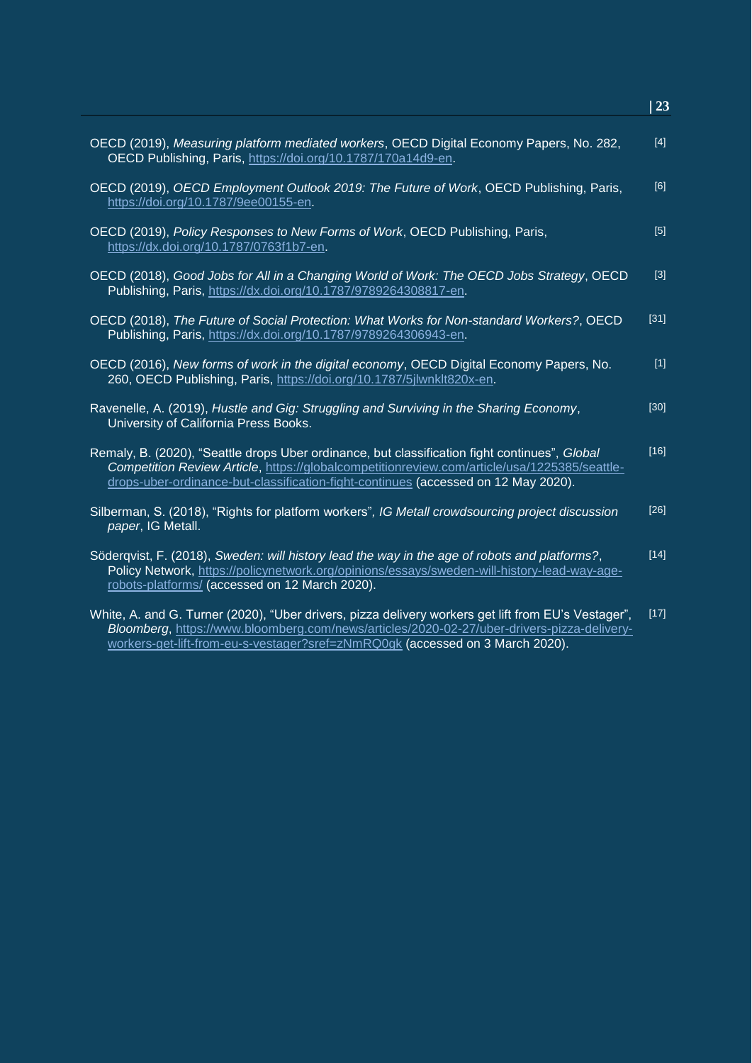OECD (2019), *Measuring platform mediated workers*, OECD Digital Economy Papers, No. 282, OECD Publishing, Paris, https://doi.org/10.1787/170a14d9-en. [4]

OECD (2019), *OECD Employment Outlook 2019: The Future of Work*, OECD Publishing, Paris, https://doi.org/10.1787/9ee00155-en. [6]

OECD (2019), *Policy Responses to New Forms of Work*, OECD Publishing, Paris, https://dx.doi.org/10.1787/0763f1b7-en. [5]

OECD (2018), *Good Jobs for All in a Changing World of Work: The OECD Jobs Strategy*, OECD Publishing, Paris, https://dx.doi.org/10.1787/9789264308817-en. [3]

OECD (2018), *The Future of Social Protection: What Works for Non-standard Workers?*, OECD Publishing, Paris, https://dx.doi.org/10.1787/9789264306943-en. [31]

OECD (2016), *New forms of work in the digital economy*, OECD Digital Economy Papers, No. 260, OECD Publishing, Paris, https://doi.org/10.1787/5jlwnklt820x-en. [1]

Ravenelle, A. (2019), *Hustle and Gig: Struggling and Surviving in the Sharing Economy*, University of California Press Books. [30]

Remaly, B. (2020), "Seattle drops Uber ordinance, but classification fight continues", *Global Competition Review Article*, https://globalcompetitionreview.com/article/usa/1225385/seattle-drops-uber-ordinance-but-classification-fight-continues (accessed on 12 May 2020). [16]

Silberman, S. (2018), "Rights for platform workers", *IG Metall crowdsourcing project discussion paper*, IG Metall. [26]

Söderqvist, F. (2018), *Sweden: will history lead the way in the age of robots and platforms?*, Policy Network, https://policynetwork.org/opinions/essays/sweden-will-history-lead-way-age-robots-platforms/ (accessed on 12 March 2020). [14]

White, A. and G. Turner (2020), "Uber drivers, pizza delivery workers get lift from EU's Vestager", *Bloomberg*, https://www.bloomberg.com/news/articles/2020-02-27/uber-drivers-pizza-delivery-workers-get-lift-from-eu-s-vestager?sref=zNmRQ0gk (accessed on 3 March 2020). [17]